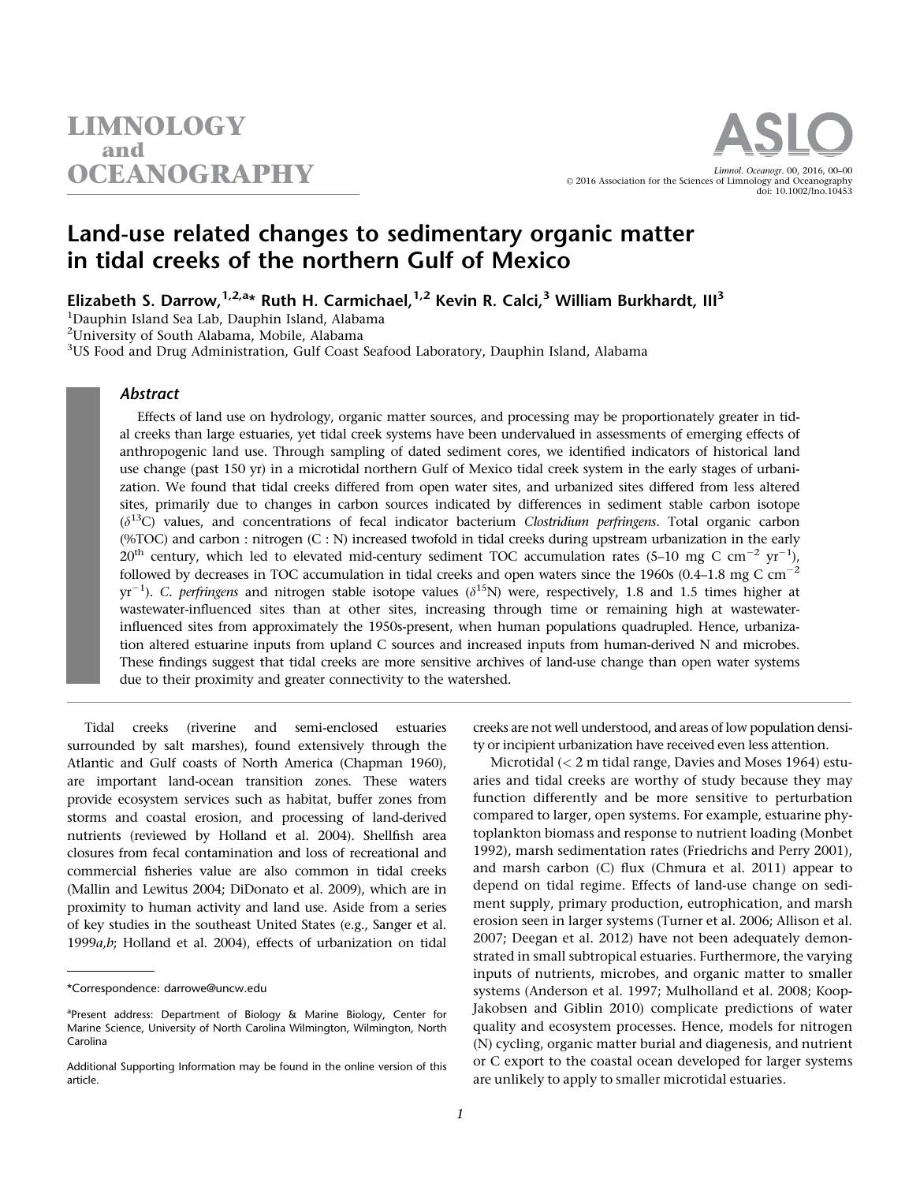# Land-use related changes to sedimentary organic matter in tidal creeks of the northern Gulf of Mexico

Elizabeth S. Darrow,[1,2,a]* Ruth H. Carmichael,[1,2] Kevin R. Calci,[3] William Burkhardt, III[3]

[1]Dauphin Island Sea Lab, Dauphin Island, Alabama

[2]University of South Alabama, Mobile, Alabama

[3]US Food and Drug Administration, Gulf Coast Seafood Laboratory, Dauphin Island, Alabama

## Abstract

Effects of land use on hydrology, organic matter sources, and processing may be proportionately greater in tidal creeks than large estuaries, yet tidal creek systems have been undervalued in assessments of emerging effects of anthropogenic land use. Through sampling of dated sediment cores, we identified indicators of historical land use change (past 150 yr) in a microtidal northern Gulf of Mexico tidal creek system in the early stages of urbanization. We found that tidal creeks differed from open water sites, and urbanized sites differed from less altered sites, primarily due to changes in carbon sources indicated by differences in sediment stable carbon isotope ($\delta^{13}C$) values, and concentrations of fecal indicator bacterium *Clostridium perfringens*. Total organic carbon (%TOC) and carbon : nitrogen (C : N) increased twofold in tidal creeks during upstream urbanization in the early 20[th] century, which led to elevated mid-century sediment TOC accumulation rates (5–10 mg C $cm^{-2}$ $yr^{-1}$), followed by decreases in TOC accumulation in tidal creeks and open waters since the 1960s (0.4–1.8 mg C $cm^{-2}$ $yr^{-1}$). *C. perfringens* and nitrogen stable isotope values ($\delta^{15}N$) were, respectively, 1.8 and 1.5 times higher at wastewater-influenced sites than at other sites, increasing through time or remaining high at wastewater-influenced sites from approximately the 1950s-present, when human populations quadrupled. Hence, urbanization altered estuarine inputs from upland C sources and increased inputs from human-derived N and microbes. These findings suggest that tidal creeks are more sensitive archives of land-use change than open water systems due to their proximity and greater connectivity to the watershed.

Tidal creeks (riverine and semi-enclosed estuaries surrounded by salt marshes), found extensively through the Atlantic and Gulf coasts of North America (Chapman 1960), are important land-ocean transition zones. These waters provide ecosystem services such as habitat, buffer zones from storms and coastal erosion, and processing of land-derived nutrients (reviewed by Holland et al. 2004). Shellfish area closures from fecal contamination and loss of recreational and commercial fisheries value are also common in tidal creeks (Mallin and Lewitus 2004; DiDonato et al. 2009), which are in proximity to human activity and land use. Aside from a series of key studies in the southeast United States (e.g., Sanger et al. 1999*a*,*b*; Holland et al. 2004), effects of urbanization on tidal creeks are not well understood, and areas of low population density or incipient urbanization have received even less attention.

Microtidal (< 2 m tidal range, Davies and Moses 1964) estuaries and tidal creeks are worthy of study because they may function differently and be more sensitive to perturbation compared to larger, open systems. For example, estuarine phytoplankton biomass and response to nutrient loading (Monbet 1992), marsh sedimentation rates (Friedrichs and Perry 2001), and marsh carbon (C) flux (Chmura et al. 2011) appear to depend on tidal regime. Effects of land-use change on sediment supply, primary production, eutrophication, and marsh erosion seen in larger systems (Turner et al. 2006; Allison et al. 2007; Deegan et al. 2012) have not been adequately demonstrated in small subtropical estuaries. Furthermore, the varying inputs of nutrients, microbes, and organic matter to smaller systems (Anderson et al. 1997; Mulholland et al. 2008; Koop-Jakobsen and Giblin 2010) complicate predictions of water quality and ecosystem processes. Hence, models for nitrogen (N) cycling, organic matter burial and diagenesis, and nutrient or C export to the coastal ocean developed for larger systems are unlikely to apply to smaller microtidal estuaries.

---

*Correspondence: darrowe@uncw.edu

[a]Present address: Department of Biology & Marine Biology, Center for Marine Science, University of North Carolina Wilmington, Wilmington, North Carolina

Additional Supporting Information may be found in the online version of this article.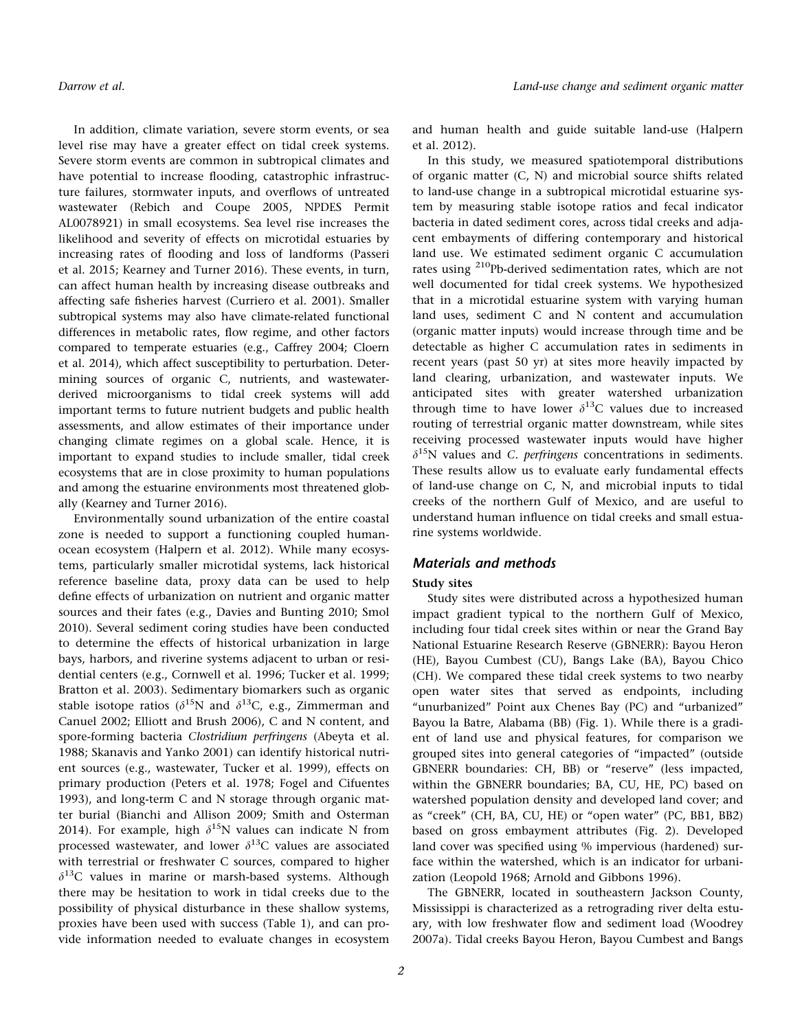In addition, climate variation, severe storm events, or sea level rise may have a greater effect on tidal creek systems. Severe storm events are common in subtropical climates and have potential to increase flooding, catastrophic infrastructure failures, stormwater inputs, and overflows of untreated wastewater (Rebich and Coupe 2005, NPDES Permit AL0078921) in small ecosystems. Sea level rise increases the likelihood and severity of effects on microtidal estuaries by increasing rates of flooding and loss of landforms (Passeri et al. 2015; Kearney and Turner 2016). These events, in turn, can affect human health by increasing disease outbreaks and affecting safe fisheries harvest (Curriero et al. 2001). Smaller subtropical systems may also have climate-related functional differences in metabolic rates, flow regime, and other factors compared to temperate estuaries (e.g., Caffrey 2004; Cloern et al. 2014), which affect susceptibility to perturbation. Determining sources of organic C, nutrients, and wastewater-derived microorganisms to tidal creek systems will add important terms to future nutrient budgets and public health assessments, and allow estimates of their importance under changing climate regimes on a global scale. Hence, it is important to expand studies to include smaller, tidal creek ecosystems that are in close proximity to human populations and among the estuarine environments most threatened globally (Kearney and Turner 2016).

Environmentally sound urbanization of the entire coastal zone is needed to support a functioning coupled human-ocean ecosystem (Halpern et al. 2012). While many ecosystems, particularly smaller microtidal systems, lack historical reference baseline data, proxy data can be used to help define effects of urbanization on nutrient and organic matter sources and their fates (e.g., Davies and Bunting 2010; Smol 2010). Several sediment coring studies have been conducted to determine the effects of historical urbanization in large bays, harbors, and riverine systems adjacent to urban or residential centers (e.g., Cornwell et al. 1996; Tucker et al. 1999; Bratton et al. 2003). Sedimentary biomarkers such as organic stable isotope ratios ($\delta^{15}$N and $\delta^{13}$C, e.g., Zimmerman and Canuel 2002; Elliott and Brush 2006), C and N content, and spore-forming bacteria *Clostridium perfringens* (Abeyta et al. 1988; Skanavis and Yanko 2001) can identify historical nutrient sources (e.g., wastewater, Tucker et al. 1999), effects on primary production (Peters et al. 1978; Fogel and Cifuentes 1993), and long-term C and N storage through organic matter burial (Bianchi and Allison 2009; Smith and Osterman 2014). For example, high $\delta^{15}$N values can indicate N from processed wastewater, and lower $\delta^{13}$C values are associated with terrestrial or freshwater C sources, compared to higher $\delta^{13}$C values in marine or marsh-based systems. Although there may be hesitation to work in tidal creeks due to the possibility of physical disturbance in these shallow systems, proxies have been used with success (Table 1), and can provide information needed to evaluate changes in ecosystem and human health and guide suitable land-use (Halpern et al. 2012).

In this study, we measured spatiotemporal distributions of organic matter (C, N) and microbial source shifts related to land-use change in a subtropical microtidal estuarine system by measuring stable isotope ratios and fecal indicator bacteria in dated sediment cores, across tidal creeks and adjacent embayments of differing contemporary and historical land use. We estimated sediment organic C accumulation rates using $^{210}$Pb-derived sedimentation rates, which are not well documented for tidal creek systems. We hypothesized that in a microtidal estuarine system with varying human land uses, sediment C and N content and accumulation (organic matter inputs) would increase through time and be detectable as higher C accumulation rates in sediments in recent years (past 50 yr) at sites more heavily impacted by land clearing, urbanization, and wastewater inputs. We anticipated sites with greater watershed urbanization through time to have lower $\delta^{13}$C values due to increased routing of terrestrial organic matter downstream, while sites receiving processed wastewater inputs would have higher $\delta^{15}$N values and *C. perfringens* concentrations in sediments. These results allow us to evaluate early fundamental effects of land-use change on C, N, and microbial inputs to tidal creeks of the northern Gulf of Mexico, and are useful to understand human influence on tidal creeks and small estuarine systems worldwide.

## Materials and methods

### Study sites

Study sites were distributed across a hypothesized human impact gradient typical to the northern Gulf of Mexico, including four tidal creek sites within or near the Grand Bay National Estuarine Research Reserve (GBNERR): Bayou Heron (HE), Bayou Cumbest (CU), Bangs Lake (BA), Bayou Chico (CH). We compared these tidal creek systems to two nearby open water sites that served as endpoints, including "unurbanized" Point aux Chenes Bay (PC) and "urbanized" Bayou la Batre, Alabama (BB) (Fig. 1). While there is a gradient of land use and physical features, for comparison we grouped sites into general categories of "impacted" (outside GBNERR boundaries: CH, BB) or "reserve" (less impacted, within the GBNERR boundaries; BA, CU, HE, PC) based on watershed population density and developed land cover; and as "creek" (CH, BA, CU, HE) or "open water" (PC, BB1, BB2) based on gross embayment attributes (Fig. 2). Developed land cover was specified using % impervious (hardened) surface within the watershed, which is an indicator for urbanization (Leopold 1968; Arnold and Gibbons 1996).

The GBNERR, located in southeastern Jackson County, Mississippi is characterized as a retrograding river delta estuary, with low freshwater flow and sediment load (Woodrey 2007a). Tidal creeks Bayou Heron, Bayou Cumbest and Bangs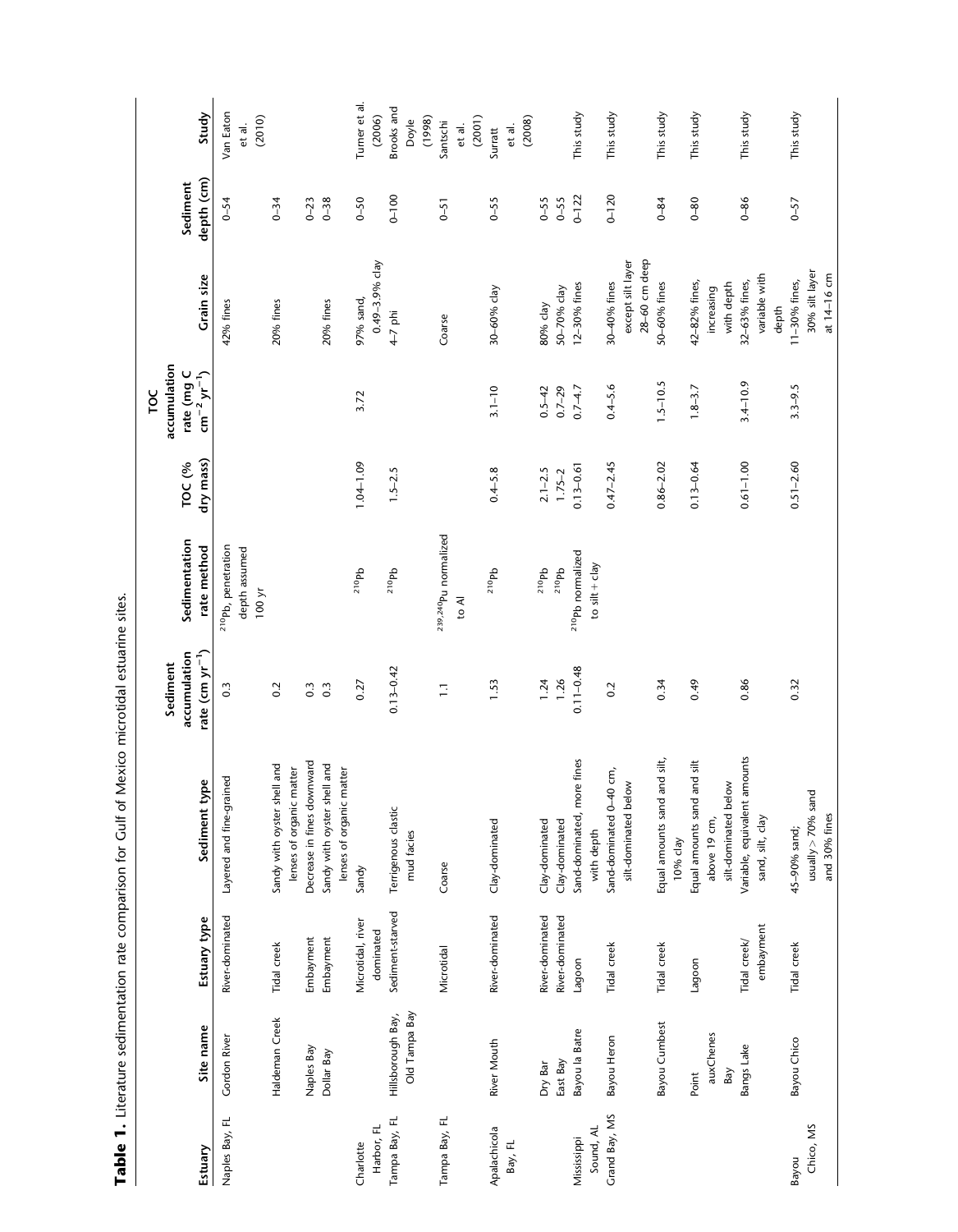**Table 1.** Literature sedimentation rate comparison for Gulf of Mexico microtidal estuarine sites.

| Estuary | Site name | Estuary type | Sediment type | Sediment accumulation rate (cm $yr^{-1}$) | Sedimentation rate method | TOC (% dry mass) | TOC accumulation rate (mg C $cm^{-2}$ $yr^{-1}$) | Grain size | Sediment depth (cm) | Study |
|---|---|---|---|---|---|---|---|---|---|---|
| Naples Bay, FL | Gordon River | River-dominated | Layered and fine-grained | 0.3 | $^{210}Pb$, penetration depth assumed 100 yr | | | 42% fines | 0–54 | Van Eaton et al. (2010) |
| | Haldeman Creek | Tidal creek | Sandy with oyster shell and lenses of organic matter | 0.2 | | | | 20% fines | 0–34 | |
| | Naples Bay | Embayment | Decrease in fines downward | 0.3 | | | | | 0–23 | |
| | Dollar Bay | Embayment | Sandy with oyster shell and lenses of organic matter | 0.3 | | | | 20% fines | 0–38 | |
| Charlotte Harbor, FL | | Microtidal, river dominated | Sandy | 0.27 | $^{210}Pb$ | 1.04–1.09 | 3.72 | 97% sand, 0.49–3.9% clay | 0–50 | Turner et al. (2006) |
| Tampa Bay, FL | Hillsborough Bay, Old Tampa Bay | Sediment-starved | Terrigenous clastic mud facies | 0.13–0.42 | $^{210}Pb$ | 1.5–2.5 | | 4–7 phi | 0–100 | Brooks and Doyle (1998) |
| Tampa Bay, FL | | Microtidal | Coarse | 1.1 | $^{239,240}Pu$ normalized to Al | | | Coarse | 0–51 | Santschi et al. (2001) |
| Apalachicola Bay, FL | River Mouth | River-dominated | Clay-dominated | 1.53 | $^{210}Pb$ | 0.4–5.8 | 3.1–10 | 30–60% clay | 0–55 | Surratt et al. (2008) |
| | Dry Bar | River-dominated | Clay-dominated | 1.24 | $^{210}Pb$ | 2.1–2.5 | 0.5–42 | 80% clay | 0–55 | |
| | East Bay | River-dominated | Clay-dominated | 1.26 | $^{210}Pb$ | 1.75–2 | 0.7–29 | 50–70% clay | 0–55 | |
| Mississippi Sound, AL | Bayou la Batre | Lagoon | Sand-dominated, more fines with depth | 0.11–0.48 | $^{210}Pb$ normalized to silt + clay | 0.13–0.61 | 0.7–4.7 | 12–30% fines | 0–122 | This study |
| Grand Bay, MS | Bayou Heron | Tidal creek | Sand-dominated 0–40 cm, silt-dominated below | 0.2 | | 0.47–2.45 | 0.4–5.6 | 30–40% fines except silt layer 28–60 cm deep | 0–120 | This study |
| | Bayou Cumbest | Tidal creek | Equal amounts sand and silt, 10% clay | 0.34 | | 0.86–2.02 | 1.5–10.5 | 50–60% fines | 0–84 | This study |
| | Point auxChenes Bay | Lagoon | Equal amounts sand and silt above 19 cm, silt-dominated below | 0.49 | | 0.13–0.64 | 1.8–3.7 | 42–82% fines, increasing with depth | 0–80 | This study |
| | Bangs Lake | Tidal creek/ embayment | Variable, equivalent amounts sand, silt, clay | 0.86 | | 0.61–1.00 | 3.4–10.9 | 32–63% fines, variable with depth | 0–86 | This study |
| Bayou Chico, MS | Bayou Chico | Tidal creek | 45–90% sand; usually > 70% sand and 30% fines | 0.32 | | 0.51–2.60 | 3.3–9.5 | 11–30% fines, 30% silt layer at 14–16 cm | 0–57 | This study |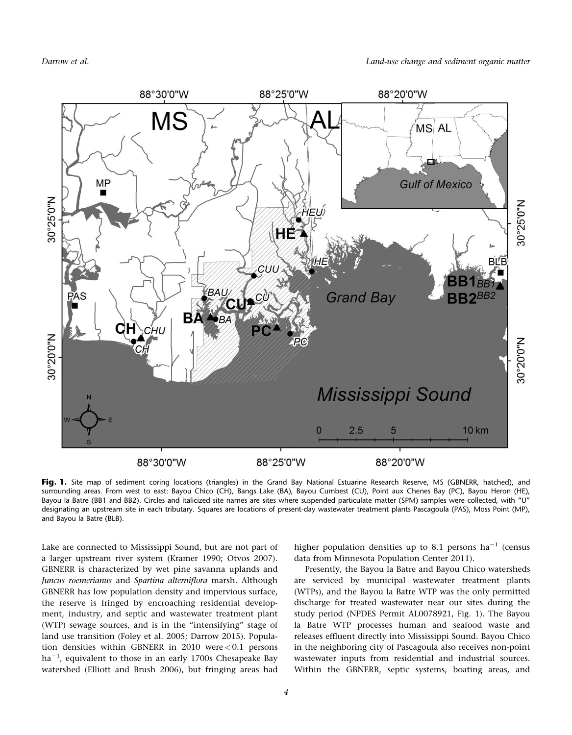**Fig. 1.** Site map of sediment coring locations (triangles) in the Grand Bay National Estuarine Research Reserve, MS (GBNERR, hatched), and surrounding areas. From west to east: Bayou Chico (CH), Bangs Lake (BA), Bayou Cumbest (CU), Point aux Chenes Bay (PC), Bayou Heron (HE), Bayou la Batre (BB1 and BB2). Circles and italicized site names are sites where suspended particulate matter (SPM) samples were collected, with "U" designating an upstream site in each tributary. Squares are locations of present-day wastewater treatment plants Pascagoula (PAS), Moss Point (MP), and Bayou la Batre (BLB).

Lake are connected to Mississippi Sound, but are not part of a larger upstream river system (Kramer 1990; Otvos 2007). GBNERR is characterized by wet pine savanna uplands and *Juncus roemerianus* and *Spartina alterniflora* marsh. Although GBNERR has low population density and impervious surface, the reserve is fringed by encroaching residential development, industry, and septic and wastewater treatment plant (WTP) sewage sources, and is in the "intensifying" stage of land use transition (Foley et al. 2005; Darrow 2015). Population densities within GBNERR in 2010 were $< 0.1$ persons $ha^{-1}$, equivalent to those in an early 1700s Chesapeake Bay watershed (Elliott and Brush 2006), but fringing areas had higher population densities up to 8.1 persons $ha^{-1}$ (census data from Minnesota Population Center 2011).

Presently, the Bayou la Batre and Bayou Chico watersheds are serviced by municipal wastewater treatment plants (WTPs), and the Bayou la Batre WTP was the only permitted discharge for treated wastewater near our sites during the study period (NPDES Permit AL0078921, Fig. 1). The Bayou la Batre WTP processes human and seafood waste and releases effluent directly into Mississippi Sound. Bayou Chico in the neighboring city of Pascagoula also receives non-point wastewater inputs from residential and industrial sources. Within the GBNERR, septic systems, boating areas, and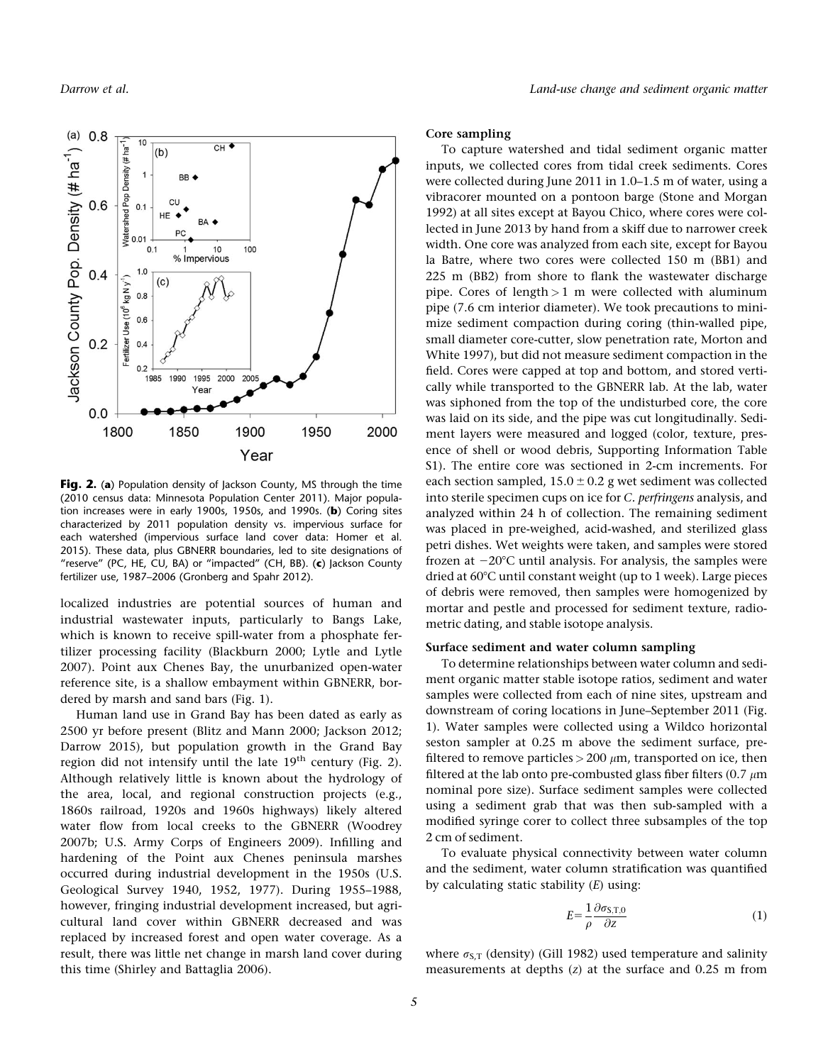**Fig. 2.** (**a**) Population density of Jackson County, MS through the time (2010 census data: Minnesota Population Center 2011). Major population increases were in early 1900s, 1950s, and 1990s. (**b**) Coring sites characterized by 2011 population density vs. impervious surface for each watershed (impervious surface land cover data: Homer et al. 2015). These data, plus GBNERR boundaries, led to site designations of "reserve" (PC, HE, CU, BA) or "impacted" (CH, BB). (**c**) Jackson County fertilizer use, 1987–2006 (Gronberg and Spahr 2012).

localized industries are potential sources of human and industrial wastewater inputs, particularly to Bangs Lake, which is known to receive spill-water from a phosphate fertilizer processing facility (Blackburn 2000; Lytle and Lytle 2007). Point aux Chenes Bay, the unurbanized open-water reference site, is a shallow embayment within GBNERR, bordered by marsh and sand bars (Fig. 1).

Human land use in Grand Bay has been dated as early as 2500 yr before present (Blitz and Mann 2000; Jackson 2012; Darrow 2015), but population growth in the Grand Bay region did not intensify until the late 19th century (Fig. 2). Although relatively little is known about the hydrology of the area, local, and regional construction projects (e.g., 1860s railroad, 1920s and 1960s highways) likely altered water flow from local creeks to the GBNERR (Woodrey 2007b; U.S. Army Corps of Engineers 2009). Infilling and hardening of the Point aux Chenes peninsula marshes occurred during industrial development in the 1950s (U.S. Geological Survey 1940, 1952, 1977). During 1955–1988, however, fringing industrial development increased, but agricultural land cover within GBNERR decreased and was replaced by increased forest and open water coverage. As a result, there was little net change in marsh land cover during this time (Shirley and Battaglia 2006).

### Core sampling

To capture watershed and tidal sediment organic matter inputs, we collected cores from tidal creek sediments. Cores were collected during June 2011 in 1.0–1.5 m of water, using a vibracorer mounted on a pontoon barge (Stone and Morgan 1992) at all sites except at Bayou Chico, where cores were collected in June 2013 by hand from a skiff due to narrower creek width. One core was analyzed from each site, except for Bayou la Batre, where two cores were collected 150 m (BB1) and 225 m (BB2) from shore to flank the wastewater discharge pipe. Cores of length > 1 m were collected with aluminum pipe (7.6 cm interior diameter). We took precautions to minimize sediment compaction during coring (thin-walled pipe, small diameter core-cutter, slow penetration rate, Morton and White 1997), but did not measure sediment compaction in the field. Cores were capped at top and bottom, and stored vertically while transported to the GBNERR lab. At the lab, water was siphoned from the top of the undisturbed core, the core was laid on its side, and the pipe was cut longitudinally. Sediment layers were measured and logged (color, texture, presence of shell or wood debris, Supporting Information Table S1). The entire core was sectioned in 2-cm increments. For each section sampled, $15.0 \pm 0.2$ g wet sediment was collected into sterile specimen cups on ice for *C. perfringens* analysis, and analyzed within 24 h of collection. The remaining sediment was placed in pre-weighed, acid-washed, and sterilized glass petri dishes. Wet weights were taken, and samples were stored frozen at $-20°C$ until analysis. For analysis, the samples were dried at 60°C until constant weight (up to 1 week). Large pieces of debris were removed, then samples were homogenized by mortar and pestle and processed for sediment texture, radiometric dating, and stable isotope analysis.

### Surface sediment and water column sampling

To determine relationships between water column and sediment organic matter stable isotope ratios, sediment and water samples were collected from each of nine sites, upstream and downstream of coring locations in June–September 2011 (Fig. 1). Water samples were collected using a Wildco horizontal seston sampler at 0.25 m above the sediment surface, pre-filtered to remove particles > 200 $\mu$m, transported on ice, then filtered at the lab onto pre-combusted glass fiber filters (0.7 $\mu$m nominal pore size). Surface sediment samples were collected using a sediment grab that was then sub-sampled with a modified syringe corer to collect three subsamples of the top 2 cm of sediment.

To evaluate physical connectivity between water column and the sediment, water column stratification was quantified by calculating static stability ($E$) using:

$$E = \frac{1}{\rho} \frac{\partial \sigma_{S,T,0}}{\partial z} \tag{1}$$

where $\sigma_{S,T}$ (density) (Gill 1982) used temperature and salinity measurements at depths ($z$) at the surface and 0.25 m from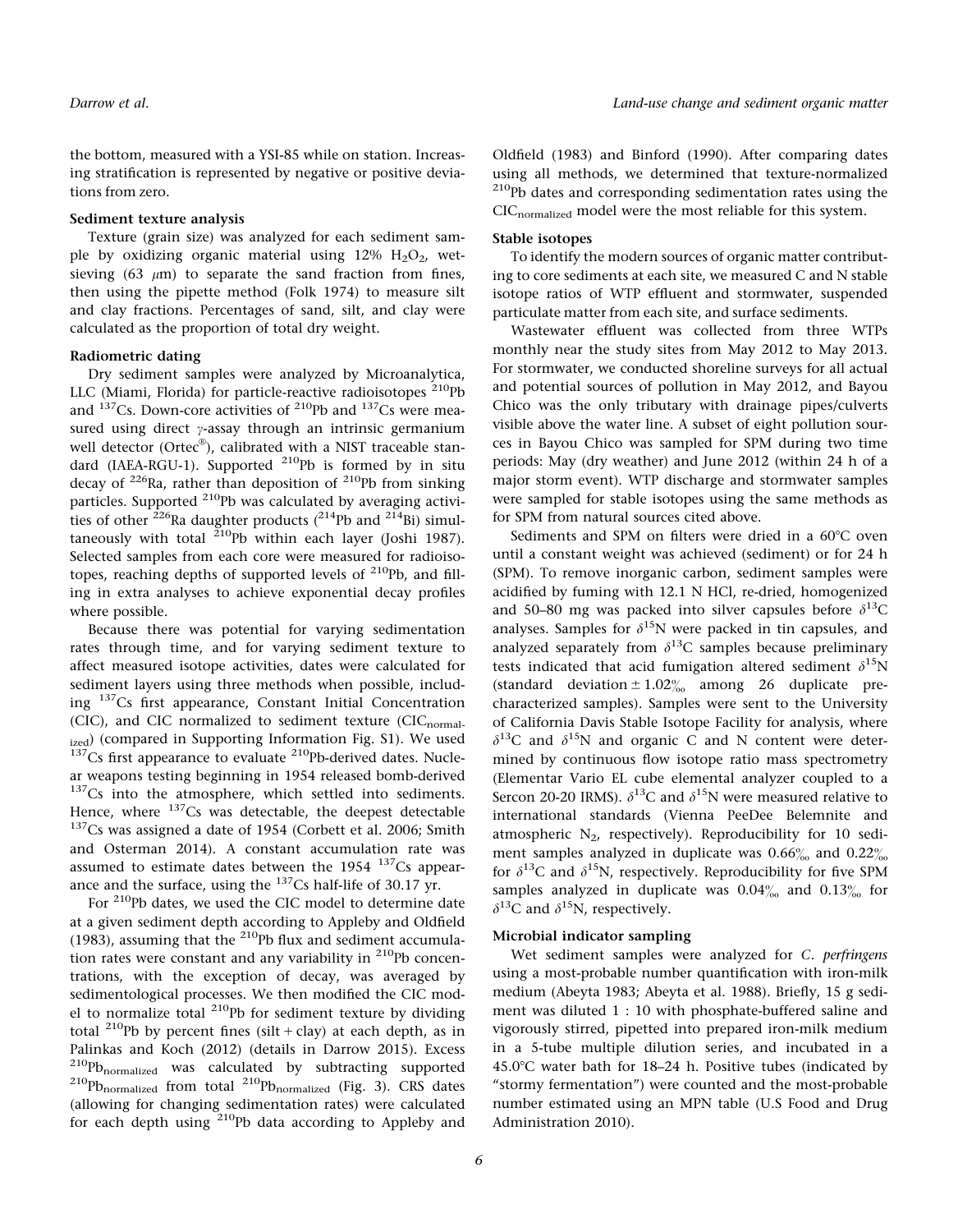the bottom, measured with a YSI-85 while on station. Increasing stratification is represented by negative or positive deviations from zero.

### Sediment texture analysis

Texture (grain size) was analyzed for each sediment sample by oxidizing organic material using 12% $H_2O_2$, wet-sieving (63 $\mu$m) to separate the sand fraction from fines, then using the pipette method (Folk 1974) to measure silt and clay fractions. Percentages of sand, silt, and clay were calculated as the proportion of total dry weight.

### Radiometric dating

Dry sediment samples were analyzed by Microanalytica, LLC (Miami, Florida) for particle-reactive radioisotopes $^{210}$Pb and $^{137}$Cs. Down-core activities of $^{210}$Pb and $^{137}$Cs were measured using direct $\gamma$-assay through an intrinsic germanium well detector (Ortec®), calibrated with a NIST traceable standard (IAEA-RGU-1). Supported $^{210}$Pb is formed by in situ decay of $^{226}$Ra, rather than deposition of $^{210}$Pb from sinking particles. Supported $^{210}$Pb was calculated by averaging activities of other $^{226}$Ra daughter products ($^{214}$Pb and $^{214}$Bi) simultaneously with total $^{210}$Pb within each layer (Joshi 1987). Selected samples from each core were measured for radioisotopes, reaching depths of supported levels of $^{210}$Pb, and filling in extra analyses to achieve exponential decay profiles where possible.

Because there was potential for varying sedimentation rates through time, and for varying sediment texture to affect measured isotope activities, dates were calculated for sediment layers using three methods when possible, including $^{137}$Cs first appearance, Constant Initial Concentration (CIC), and CIC normalized to sediment texture ($CIC_{normalized}$) (compared in Supporting Information Fig. S1). We used $^{137}$Cs first appearance to evaluate $^{210}$Pb-derived dates. Nuclear weapons testing beginning in 1954 released bomb-derived $^{137}$Cs into the atmosphere, which settled into sediments. Hence, where $^{137}$Cs was detectable, the deepest detectable $^{137}$Cs was assigned a date of 1954 (Corbett et al. 2006; Smith and Osterman 2014). A constant accumulation rate was assumed to estimate dates between the 1954 $^{137}$Cs appearance and the surface, using the $^{137}$Cs half-life of 30.17 yr.

For $^{210}$Pb dates, we used the CIC model to determine date at a given sediment depth according to Appleby and Oldfield (1983), assuming that the $^{210}$Pb flux and sediment accumulation rates were constant and any variability in $^{210}$Pb concentrations, with the exception of decay, was averaged by sedimentological processes. We then modified the CIC model to normalize total $^{210}$Pb for sediment texture by dividing total $^{210}$Pb by percent fines (silt + clay) at each depth, as in Palinkas and Koch (2012) (details in Darrow 2015). Excess $^{210}Pb_{normalized}$ was calculated by subtracting supported $^{210}Pb_{normalized}$ from total $^{210}Pb_{normalized}$ (Fig. 3). CRS dates (allowing for changing sedimentation rates) were calculated for each depth using $^{210}$Pb data according to Appleby and Oldfield (1983) and Binford (1990). After comparing dates using all methods, we determined that texture-normalized $^{210}$Pb dates and corresponding sedimentation rates using the $CIC_{normalized}$ model were the most reliable for this system.

### Stable isotopes

To identify the modern sources of organic matter contributing to core sediments at each site, we measured C and N stable isotope ratios of WTP effluent and stormwater, suspended particulate matter from each site, and surface sediments.

Wastewater effluent was collected from three WTPs monthly near the study sites from May 2012 to May 2013. For stormwater, we conducted shoreline surveys for all actual and potential sources of pollution in May 2012, and Bayou Chico was the only tributary with drainage pipes/culverts visible above the water line. A subset of eight pollution sources in Bayou Chico was sampled for SPM during two time periods: May (dry weather) and June 2012 (within 24 h of a major storm event). WTP discharge and stormwater samples were sampled for stable isotopes using the same methods as for SPM from natural sources cited above.

Sediments and SPM on filters were dried in a 60°C oven until a constant weight was achieved (sediment) or for 24 h (SPM). To remove inorganic carbon, sediment samples were acidified by fuming with 12.1 N HCl, re-dried, homogenized and 50–80 mg was packed into silver capsules before $\delta^{13}$C analyses. Samples for $\delta^{15}$N were packed in tin capsules, and analyzed separately from $\delta^{13}$C samples because preliminary tests indicated that acid fumigation altered sediment $\delta^{15}$N (standard deviation $\pm$ 1.02‰ among 26 duplicate pre-characterized samples). Samples were sent to the University of California Davis Stable Isotope Facility for analysis, where $\delta^{13}$C and $\delta^{15}$N and organic C and N content were determined by continuous flow isotope ratio mass spectrometry (Elementar Vario EL cube elemental analyzer coupled to a Sercon 20-20 IRMS). $\delta^{13}$C and $\delta^{15}$N were measured relative to international standards (Vienna PeeDee Belemnite and atmospheric $N_2$, respectively). Reproducibility for 10 sediment samples analyzed in duplicate was 0.66‰ and 0.22‰ for $\delta^{13}$C and $\delta^{15}$N, respectively. Reproducibility for five SPM samples analyzed in duplicate was 0.04‰ and 0.13‰ for $\delta^{13}$C and $\delta^{15}$N, respectively.

### Microbial indicator sampling

Wet sediment samples were analyzed for *C. perfringens* using a most-probable number quantification with iron-milk medium (Abeyta 1983; Abeyta et al. 1988). Briefly, 15 g sediment was diluted 1 : 10 with phosphate-buffered saline and vigorously stirred, pipetted into prepared iron-milk medium in a 5-tube multiple dilution series, and incubated in a 45.0°C water bath for 18–24 h. Positive tubes (indicated by "stormy fermentation") were counted and the most-probable number estimated using an MPN table (U.S Food and Drug Administration 2010).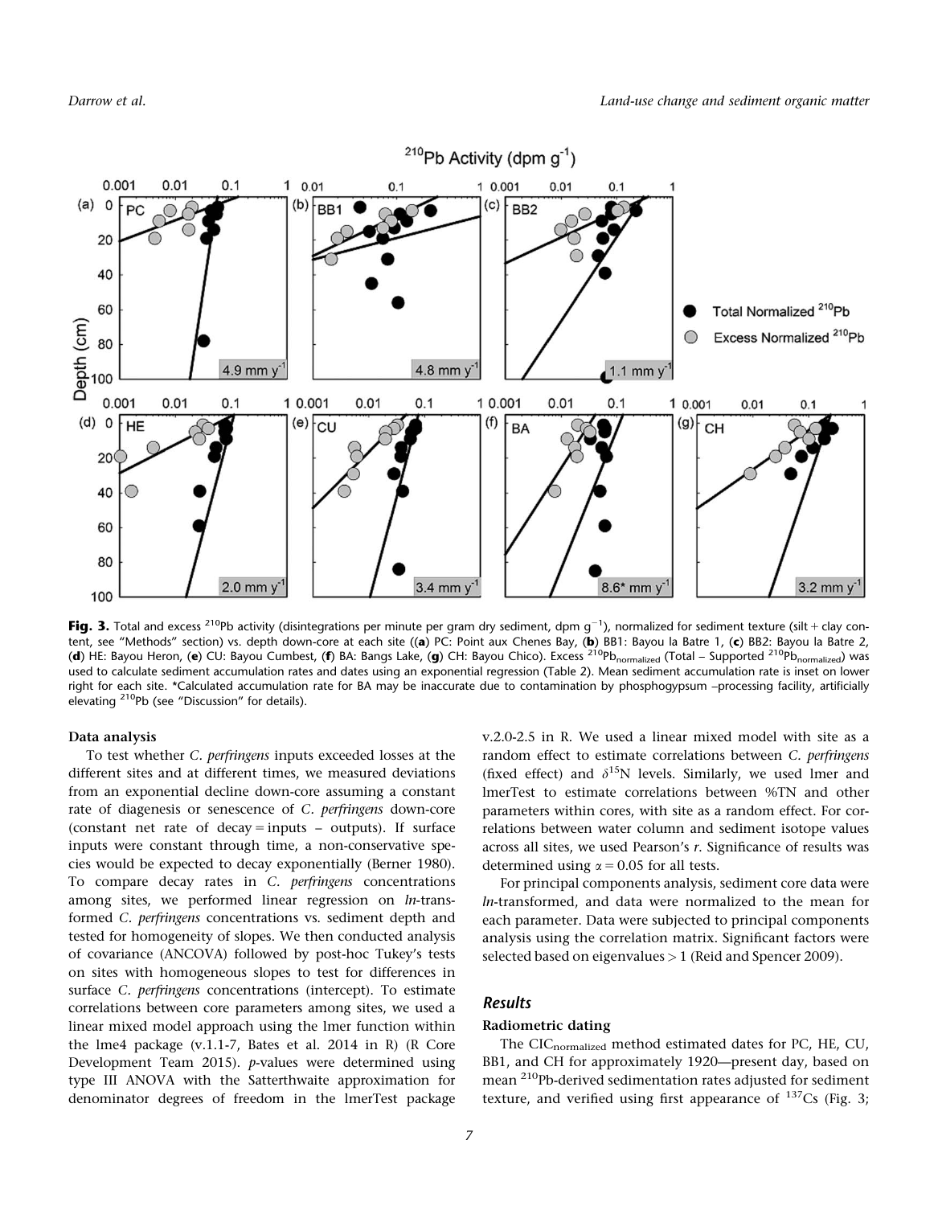**Fig. 3.** Total and excess $^{210}$Pb activity (disintegrations per minute per gram dry sediment, dpm $g^{-1}$), normalized for sediment texture (silt + clay content, see "Methods" section) vs. depth down-core at each site ((**a**) PC: Point aux Chenes Bay, (**b**) BB1: Bayou la Batre 1, (**c**) BB2: Bayou la Batre 2, (**d**) HE: Bayou Heron, (**e**) CU: Bayou Cumbest, (**f**) BA: Bangs Lake, (**g**) CH: Bayou Chico). Excess $^{210}Pb_{normalized}$ (Total – Supported $^{210}Pb_{normalized}$) was used to calculate sediment accumulation rates and dates using an exponential regression (Table 2). Mean sediment accumulation rate is inset on lower right for each site. *Calculated accumulation rate for BA may be inaccurate due to contamination by phosphogypsum –processing facility, artificially elevating $^{210}$Pb (see "Discussion" for details).

#### Data analysis

To test whether *C. perfringens* inputs exceeded losses at the different sites and at different times, we measured deviations from an exponential decline down-core assuming a constant rate of diagenesis or senescence of *C. perfringens* down-core (constant net rate of decay = inputs – outputs). If surface inputs were constant through time, a non-conservative species would be expected to decay exponentially (Berner 1980). To compare decay rates in *C. perfringens* concentrations among sites, we performed linear regression on *ln*-transformed *C. perfringens* concentrations vs. sediment depth and tested for homogeneity of slopes. We then conducted analysis of covariance (ANCOVA) followed by post-hoc Tukey's tests on sites with homogeneous slopes to test for differences in surface *C. perfringens* concentrations (intercept). To estimate correlations between core parameters among sites, we used a linear mixed model approach using the lmer function within the lme4 package (v.1.1-7, Bates et al. 2014 in R) (R Core Development Team 2015). *p*-values were determined using type III ANOVA with the Satterthwaite approximation for denominator degrees of freedom in the lmerTest package v.2.0-2.5 in R. We used a linear mixed model with site as a random effect to estimate correlations between *C. perfringens* (fixed effect) and $\delta^{15}$N levels. Similarly, we used lmer and lmerTest to estimate correlations between %TN and other parameters within cores, with site as a random effect. For correlations between water column and sediment isotope values across all sites, we used Pearson's *r*. Significance of results was determined using $\alpha = 0.05$ for all tests.

For principal components analysis, sediment core data were *ln*-transformed, and data were normalized to the mean for each parameter. Data were subjected to principal components analysis using the correlation matrix. Significant factors were selected based on eigenvalues > 1 (Reid and Spencer 2009).

## Results

#### Radiometric dating

The $CIC_{normalized}$ method estimated dates for PC, HE, CU, BB1, and CH for approximately 1920—present day, based on mean $^{210}$Pb-derived sedimentation rates adjusted for sediment texture, and verified using first appearance of $^{137}$Cs (Fig. 3;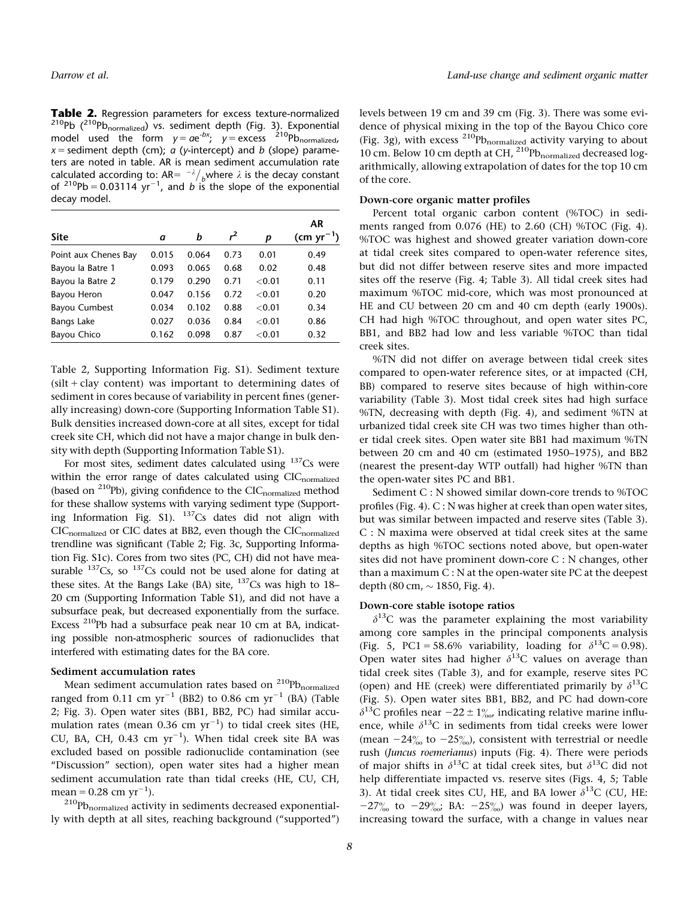**Table 2.** Regression parameters for excess texture-normalized $^{210}$Pb ($^{210}$Pb$_{\text{normalized}}$) vs. sediment depth (Fig. 3). Exponential model used the form $y = ae^{-bx}$; $y$ = excess $^{210}$Pb$_{\text{normalized}}$, $x$ = sediment depth (cm); $a$ ($y$-intercept) and $b$ (slope) parameters are noted in table. AR is mean sediment accumulation rate calculated according to: AR= $^{-\lambda}/_{b}$where $\lambda$ is the decay constant of $^{210}$Pb = 0.03114 yr$^{-1}$, and $b$ is the slope of the exponential decay model.

| Site | $a$ | $b$ | $r^2$ | $p$ | AR (cm yr$^{-1}$) |
|---|---|---|---|---|---|
| Point aux Chenes Bay | 0.015 | 0.064 | 0.73 | 0.01 | 0.49 |
| Bayou la Batre 1 | 0.093 | 0.065 | 0.68 | 0.02 | 0.48 |
| Bayou la Batre 2 | 0.179 | 0.290 | 0.71 | <0.01 | 0.11 |
| Bayou Heron | 0.047 | 0.156 | 0.72 | <0.01 | 0.20 |
| Bayou Cumbest | 0.034 | 0.102 | 0.88 | <0.01 | 0.34 |
| Bangs Lake | 0.027 | 0.036 | 0.84 | <0.01 | 0.86 |
| Bayou Chico | 0.162 | 0.098 | 0.87 | <0.01 | 0.32 |

Table 2, Supporting Information Fig. S1). Sediment texture (silt + clay content) was important to determining dates of sediment in cores because of variability in percent fines (generally increasing) down-core (Supporting Information Table S1). Bulk densities increased down-core at all sites, except for tidal creek site CH, which did not have a major change in bulk density with depth (Supporting Information Table S1).

For most sites, sediment dates calculated using $^{137}$Cs were within the error range of dates calculated using CIC$_{\text{normalized}}$ (based on $^{210}$Pb), giving confidence to the CIC$_{\text{normalized}}$ method for these shallow systems with varying sediment type (Supporting Information Fig. S1). $^{137}$Cs dates did not align with CIC$_{\text{normalized}}$ or CIC dates at BB2, even though the CIC$_{\text{normalized}}$ trendline was significant (Table 2; Fig. 3c, Supporting Information Fig. S1c). Cores from two sites (PC, CH) did not have measurable $^{137}$Cs, so $^{137}$Cs could not be used alone for dating at these sites. At the Bangs Lake (BA) site, $^{137}$Cs was high to 18–20 cm (Supporting Information Table S1), and did not have a subsurface peak, but decreased exponentially from the surface. Excess $^{210}$Pb had a subsurface peak near 10 cm at BA, indicating possible non-atmospheric sources of radionuclides that interfered with estimating dates for the BA core.

### Sediment accumulation rates

Mean sediment accumulation rates based on $^{210}$Pb$_{\text{normalized}}$ ranged from 0.11 cm yr$^{-1}$ (BB2) to 0.86 cm yr$^{-1}$ (BA) (Table 2; Fig. 3). Open water sites (BB1, BB2, PC) had similar accumulation rates (mean 0.36 cm yr$^{-1}$) to tidal creek sites (HE, CU, BA, CH, 0.43 cm yr$^{-1}$). When tidal creek site BA was excluded based on possible radionuclide contamination (see "Discussion" section), open water sites had a higher mean sediment accumulation rate than tidal creeks (HE, CU, CH, mean = 0.28 cm yr$^{-1}$).

$^{210}$Pb$_{\text{normalized}}$ activity in sediments decreased exponentially with depth at all sites, reaching background ("supported") levels between 19 cm and 39 cm (Fig. 3). There was some evidence of physical mixing in the top of the Bayou Chico core (Fig. 3g), with excess $^{210}$Pb$_{\text{normalized}}$ activity varying to about 10 cm. Below 10 cm depth at CH, $^{210}$Pb$_{\text{normalized}}$ decreased logarithmically, allowing extrapolation of dates for the top 10 cm of the core.

### Down-core organic matter profiles

Percent total organic carbon content (%TOC) in sediments ranged from 0.076 (HE) to 2.60 (CH) %TOC (Fig. 4). %TOC was highest and showed greater variation down-core at tidal creek sites compared to open-water reference sites, but did not differ between reserve sites and more impacted sites off the reserve (Fig. 4; Table 3). All tidal creek sites had maximum %TOC mid-core, which was most pronounced at HE and CU between 20 cm and 40 cm depth (early 1900s). CH had high %TOC throughout, and open water sites PC, BB1, and BB2 had low and less variable %TOC than tidal creek sites.

%TN did not differ on average between tidal creek sites compared to open-water reference sites, or at impacted (CH, BB) compared to reserve sites because of high within-core variability (Table 3). Most tidal creek sites had high surface %TN, decreasing with depth (Fig. 4), and sediment %TN at urbanized tidal creek site CH was two times higher than other tidal creek sites. Open water site BB1 had maximum %TN between 20 cm and 40 cm (estimated 1950–1975), and BB2 (nearest the present-day WTP outfall) had higher %TN than the open-water sites PC and BB1.

Sediment C : N showed similar down-core trends to %TOC profiles (Fig. 4). C : N was higher at creek than open water sites, but was similar between impacted and reserve sites (Table 3). C : N maxima were observed at tidal creek sites at the same depths as high %TOC sections noted above, but open-water sites did not have prominent down-core C : N changes, other than a maximum C : N at the open-water site PC at the deepest depth (80 cm, ~ 1850, Fig. 4).

### Down-core stable isotope ratios

$\delta^{13}$C was the parameter explaining the most variability among core samples in the principal components analysis (Fig. 5, PC1 = 58.6% variability, loading for $\delta^{13}$C = 0.98). Open water sites had higher $\delta^{13}$C values on average than tidal creek sites (Table 3), and for example, reserve sites PC (open) and HE (creek) were differentiated primarily by $\delta^{13}$C (Fig. 5). Open water sites BB1, BB2, and PC had down-core $\delta^{13}$C profiles near $-22 \pm 1$‰, indicating relative marine influence, while $\delta^{13}$C in sediments from tidal creeks were lower (mean $-24$‰ to $-25$‰), consistent with terrestrial or needle rush (*Juncus roemerianus*) inputs (Fig. 4). There were periods of major shifts in $\delta^{13}$C at tidal creek sites, but $\delta^{13}$C did not help differentiate impacted vs. reserve sites (Figs. 4, 5; Table 3). At tidal creek sites CU, HE, and BA lower $\delta^{13}$C (CU, HE: $-27$‰ to $-29$‰; BA: $-25$‰) was found in deeper layers, increasing toward the surface, with a change in values near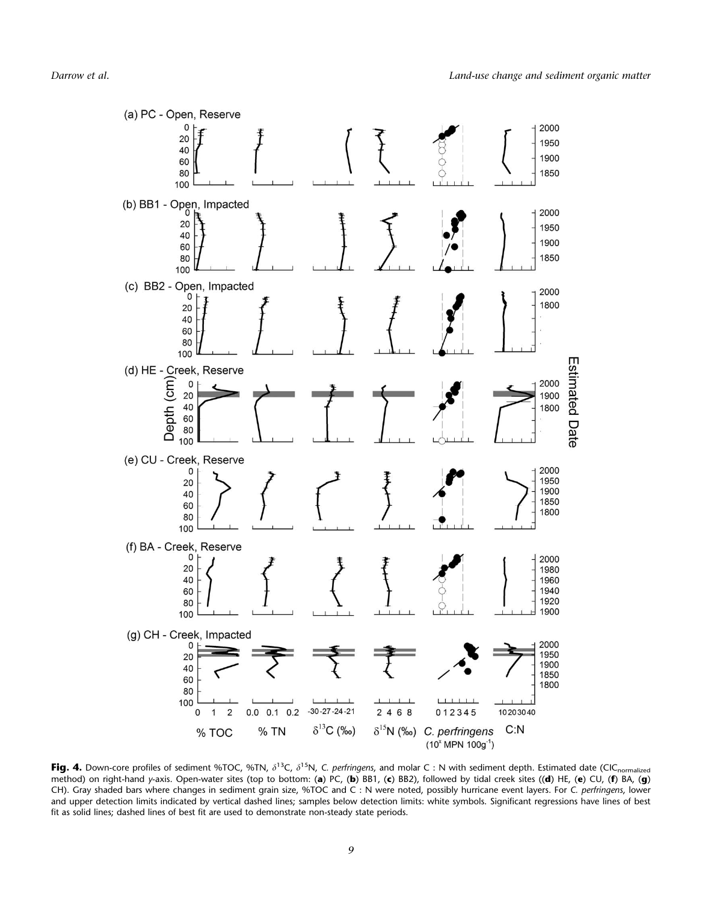**Fig. 4.** Down-core profiles of sediment %TOC, %TN, $\delta^{13}C$, $\delta^{15}N$, *C. perfringens*, and molar C : N with sediment depth. Estimated date ($CIC_{normalized}$ method) on right-hand *y*-axis. Open-water sites (top to bottom: (**a**) PC, (**b**) BB1, (**c**) BB2), followed by tidal creek sites ((**d**) HE, (**e**) CU, (**f**) BA, (**g**) CH). Gray shaded bars where changes in sediment grain size, %TOC and C : N were noted, possibly hurricane event layers. For *C. perfringens*, lower and upper detection limits indicated by vertical dashed lines; samples below detection limits: white symbols. Significant regressions have lines of best fit as solid lines; dashed lines of best fit are used to demonstrate non-steady state periods.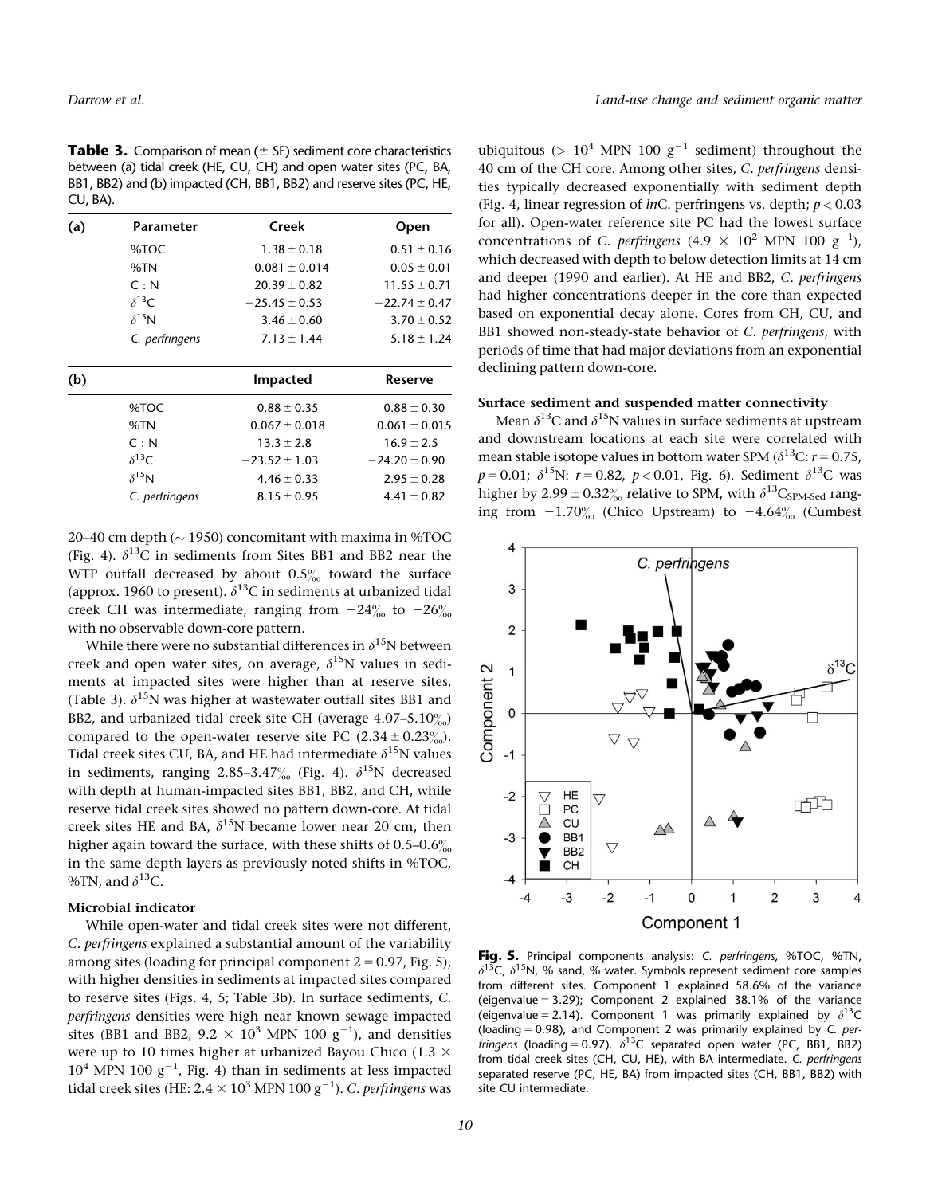**Table 3.** Comparison of mean (± SE) sediment core characteristics between (a) tidal creek (HE, CU, CH) and open water sites (PC, BA, BB1, BB2) and (b) impacted (CH, BB1, BB2) and reserve sites (PC, HE, CU, BA).

| (a) | Parameter | Creek | Open |
|---|---|---|---|
| | %TOC | 1.38 ± 0.18 | 0.51 ± 0.16 |
| | %TN | 0.081 ± 0.014 | 0.05 ± 0.01 |
| | C : N | 20.39 ± 0.82 | 11.55 ± 0.71 |
| | $\delta^{13}$C | −25.45 ± 0.53 | −22.74 ± 0.47 |
| | $\delta^{15}$N | 3.46 ± 0.60 | 3.70 ± 0.52 |
| | *C. perfringens* | 7.13 ± 1.44 | 5.18 ± 1.24 |
| **(b)** | | **Impacted** | **Reserve** |
| | %TOC | 0.88 ± 0.35 | 0.88 ± 0.30 |
| | %TN | 0.067 ± 0.018 | 0.061 ± 0.015 |
| | C : N | 13.3 ± 2.8 | 16.9 ± 2.5 |
| | $\delta^{13}$C | −23.52 ± 1.03 | −24.20 ± 0.90 |
| | $\delta^{15}$N | 4.46 ± 0.33 | 2.95 ± 0.28 |
| | *C. perfringens* | 8.15 ± 0.95 | 4.41 ± 0.82 |

20–40 cm depth (~ 1950) concomitant with maxima in %TOC (Fig. 4). $\delta^{13}$C in sediments from Sites BB1 and BB2 near the WTP outfall decreased by about 0.5‰ toward the surface (approx. 1960 to present). $\delta^{13}$C in sediments at urbanized tidal creek CH was intermediate, ranging from −24‰ to −26‰ with no observable down-core pattern.

While there were no substantial differences in $\delta^{15}$N between creek and open water sites, on average, $\delta^{15}$N values in sediments at impacted sites were higher than at reserve sites, (Table 3). $\delta^{15}$N was higher at wastewater outfall sites BB1 and BB2, and urbanized tidal creek site CH (average 4.07–5.10‰) compared to the open-water reserve site PC (2.34 ± 0.23‰). Tidal creek sites CU, BA, and HE had intermediate $\delta^{15}$N values in sediments, ranging 2.85–3.47‰ (Fig. 4). $\delta^{15}$N decreased with depth at human-impacted sites BB1, BB2, and CH, while reserve tidal creek sites showed no pattern down-core. At tidal creek sites HE and BA, $\delta^{15}$N became lower near 20 cm, then higher again toward the surface, with these shifts of 0.5–0.6‰ in the same depth layers as previously noted shifts in %TOC, %TN, and $\delta^{13}$C.

### Microbial indicator

While open-water and tidal creek sites were not different, *C. perfringens* explained a substantial amount of the variability among sites (loading for principal component 2 = 0.97, Fig. 5), with higher densities in sediments at impacted sites compared to reserve sites (Figs. 4, 5; Table 3b). In surface sediments, *C. perfringens* densities were high near known sewage impacted sites (BB1 and BB2, $9.2 \times 10^3$ MPN 100 g$^{-1}$), and densities were up to 10 times higher at urbanized Bayou Chico ($1.3 \times 10^4$ MPN 100 g$^{-1}$, Fig. 4) than in sediments at less impacted tidal creek sites (HE: $2.4 \times 10^3$ MPN 100 g$^{-1}$). *C. perfringens* was ubiquitous (> $10^4$ MPN 100 g$^{-1}$ sediment) throughout the 40 cm of the CH core. Among other sites, *C. perfringens* densities typically decreased exponentially with sediment depth (Fig. 4, linear regression of *ln*C. perfringens vs. depth; $p < 0.03$ for all). Open-water reference site PC had the lowest surface concentrations of *C. perfringens* ($4.9 \times 10^2$ MPN 100 g$^{-1}$), which decreased with depth to below detection limits at 14 cm and deeper (1990 and earlier). At HE and BB2, *C. perfringens* had higher concentrations deeper in the core than expected based on exponential decay alone. Cores from CH, CU, and BB1 showed non-steady-state behavior of *C. perfringens*, with periods of time that had major deviations from an exponential declining pattern down-core.

### Surface sediment and suspended matter connectivity

Mean $\delta^{13}$C and $\delta^{15}$N values in surface sediments at upstream and downstream locations at each site were correlated with mean stable isotope values in bottom water SPM ($\delta^{13}$C: $r = 0.75$, $p = 0.01$; $\delta^{15}$N: $r = 0.82$, $p < 0.01$, Fig. 6). Sediment $\delta^{13}$C was higher by 2.99 ± 0.32‰ relative to SPM, with $\delta^{13}C_{SPM\text{-}Sed}$ ranging from −1.70‰ (Chico Upstream) to −4.64‰ (Cumbest

**Fig. 5.** Principal components analysis: *C. perfringens*, %TOC, %TN, $\delta^{13}$C, $\delta^{15}$N, % sand, % water. Symbols represent sediment core samples from different sites. Component 1 explained 58.6% of the variance (eigenvalue = 3.29); Component 2 explained 38.1% of the variance (eigenvalue = 2.14). Component 1 was primarily explained by $\delta^{13}$C (loading = 0.98), and Component 2 was primarily explained by *C. perfringens* (loading = 0.97). $\delta^{13}$C separated open water (PC, BB1, BB2) from tidal creek sites (CH, CU, HE), with BA intermediate. *C. perfringens* separated reserve (PC, HE, BA) from impacted sites (CH, BB1, BB2) with site CU intermediate.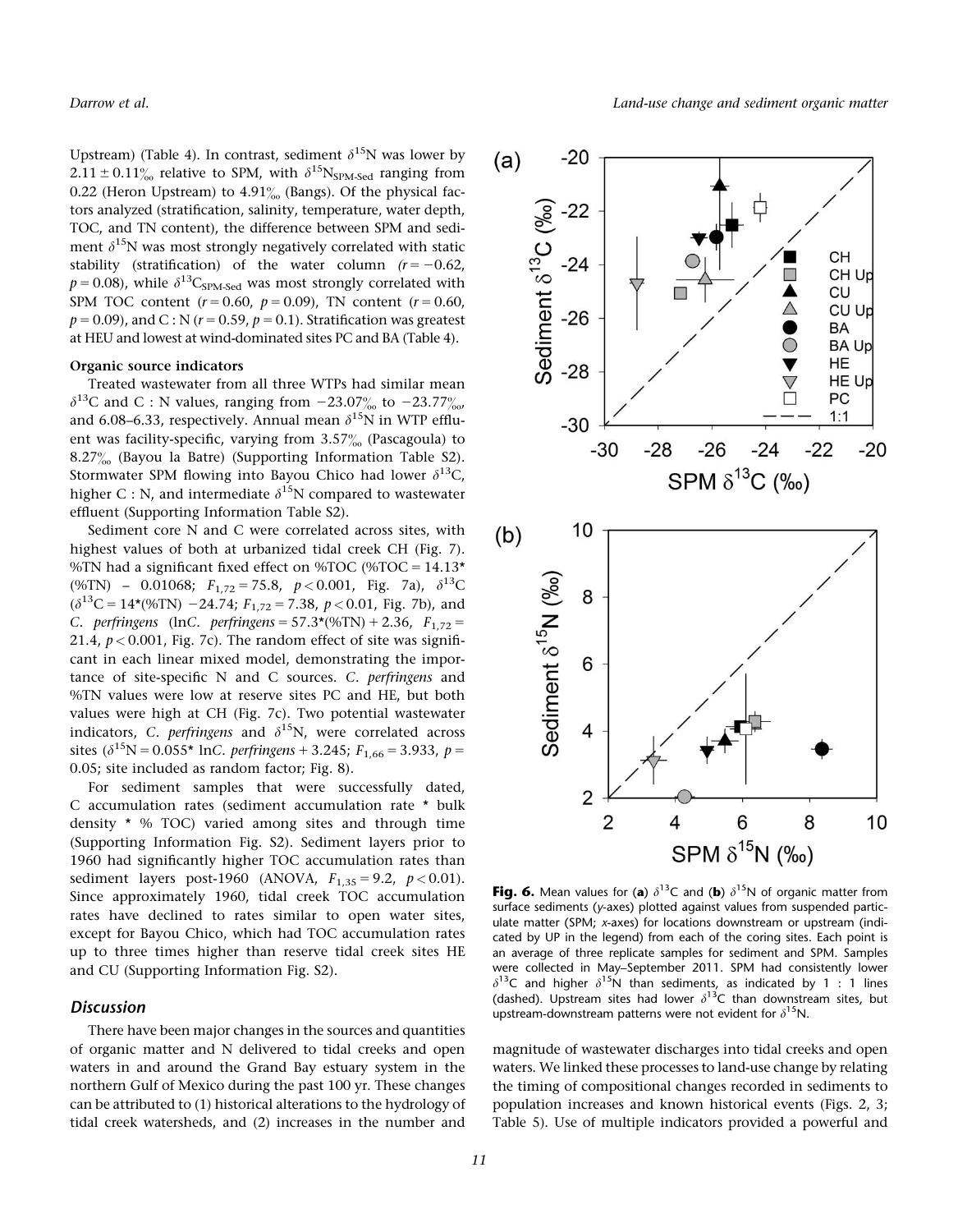Upstream) (Table 4). In contrast, sediment $\delta^{15}N$ was lower by $2.11 \pm 0.11$‰ relative to SPM, with $\delta^{15}N_{SPM\text{-}Sed}$ ranging from 0.22 (Heron Upstream) to 4.91‰ (Bangs). Of the physical factors analyzed (stratification, salinity, temperature, water depth, TOC, and TN content), the difference between SPM and sediment $\delta^{15}N$ was most strongly negatively correlated with static stability (stratification) of the water column ($r = -0.62$, $p = 0.08$), while $\delta^{13}C_{SPM\text{-}Sed}$ was most strongly correlated with SPM TOC content ($r = 0.60$, $p = 0.09$), TN content ($r = 0.60$, $p = 0.09$), and C : N ($r = 0.59$, $p = 0.1$). Stratification was greatest at HEU and lowest at wind-dominated sites PC and BA (Table 4).

**Organic source indicators**

Treated wastewater from all three WTPs had similar mean $\delta^{13}C$ and C : N values, ranging from −23.07‰ to −23.77‰, and 6.08–6.33, respectively. Annual mean $\delta^{15}N$ in WTP effluent was facility-specific, varying from 3.57‰ (Pascagoula) to 8.27‰ (Bayou la Batre) (Supporting Information Table S2). Stormwater SPM flowing into Bayou Chico had lower $\delta^{13}C$, higher C : N, and intermediate $\delta^{15}N$ compared to wastewater effluent (Supporting Information Table S2).

Sediment core N and C were correlated across sites, with highest values of both at urbanized tidal creek CH (Fig. 7). %TN had a significant fixed effect on %TOC (%TOC = 14.13*(%TN) − 0.01068; $F_{1,72} = 75.8$, $p < 0.001$, Fig. 7a), $\delta^{13}C$ ($\delta^{13}C$ = 14*(%TN) −24.74; $F_{1,72} = 7.38$, $p < 0.01$, Fig. 7b), and *C. perfringens* (ln*C. perfringens* = 57.3*(%TN) + 2.36, $F_{1,72} = 21.4$, $p < 0.001$, Fig. 7c). The random effect of site was significant in each linear mixed model, demonstrating the importance of site-specific N and C sources. *C. perfringens* and %TN values were low at reserve sites PC and HE, but both values were high at CH (Fig. 7c). Two potential wastewater indicators, *C. perfringens* and $\delta^{15}N$, were correlated across sites ($\delta^{15}N$ = 0.055* ln*C. perfringens* + 3.245; $F_{1,66} = 3.933$, $p = 0.05$; site included as random factor; Fig. 8).

For sediment samples that were successfully dated, C accumulation rates (sediment accumulation rate * bulk density * % TOC) varied among sites and through time (Supporting Information Fig. S2). Sediment layers prior to 1960 had significantly higher TOC accumulation rates than sediment layers post-1960 (ANOVA, $F_{1,35} = 9.2$, $p < 0.01$). Since approximately 1960, tidal creek TOC accumulation rates have declined to rates similar to open water sites, except for Bayou Chico, which had TOC accumulation rates up to three times higher than reserve tidal creek sites HE and CU (Supporting Information Fig. S2).

**Fig. 6.** Mean values for (**a**) $\delta^{13}C$ and (**b**) $\delta^{15}N$ of organic matter from surface sediments (*y*-axes) plotted against values from suspended particulate matter (SPM; *x*-axes) for locations downstream or upstream (indicated by UP in the legend) from each of the coring sites. Each point is an average of three replicate samples for sediment and SPM. Samples were collected in May–September 2011. SPM had consistently lower $\delta^{13}C$ and higher $\delta^{15}N$ than sediments, as indicated by 1 : 1 lines (dashed). Upstream sites had lower $\delta^{13}C$ than downstream sites, but upstream-downstream patterns were not evident for $\delta^{15}N$.

## Discussion

There have been major changes in the sources and quantities of organic matter and N delivered to tidal creeks and open waters in and around the Grand Bay estuary system in the northern Gulf of Mexico during the past 100 yr. These changes can be attributed to (1) historical alterations to the hydrology of tidal creek watersheds, and (2) increases in the number and magnitude of wastewater discharges into tidal creeks and open waters. We linked these processes to land-use change by relating the timing of compositional changes recorded in sediments to population increases and known historical events (Figs. 2, 3; Table 5). Use of multiple indicators provided a powerful and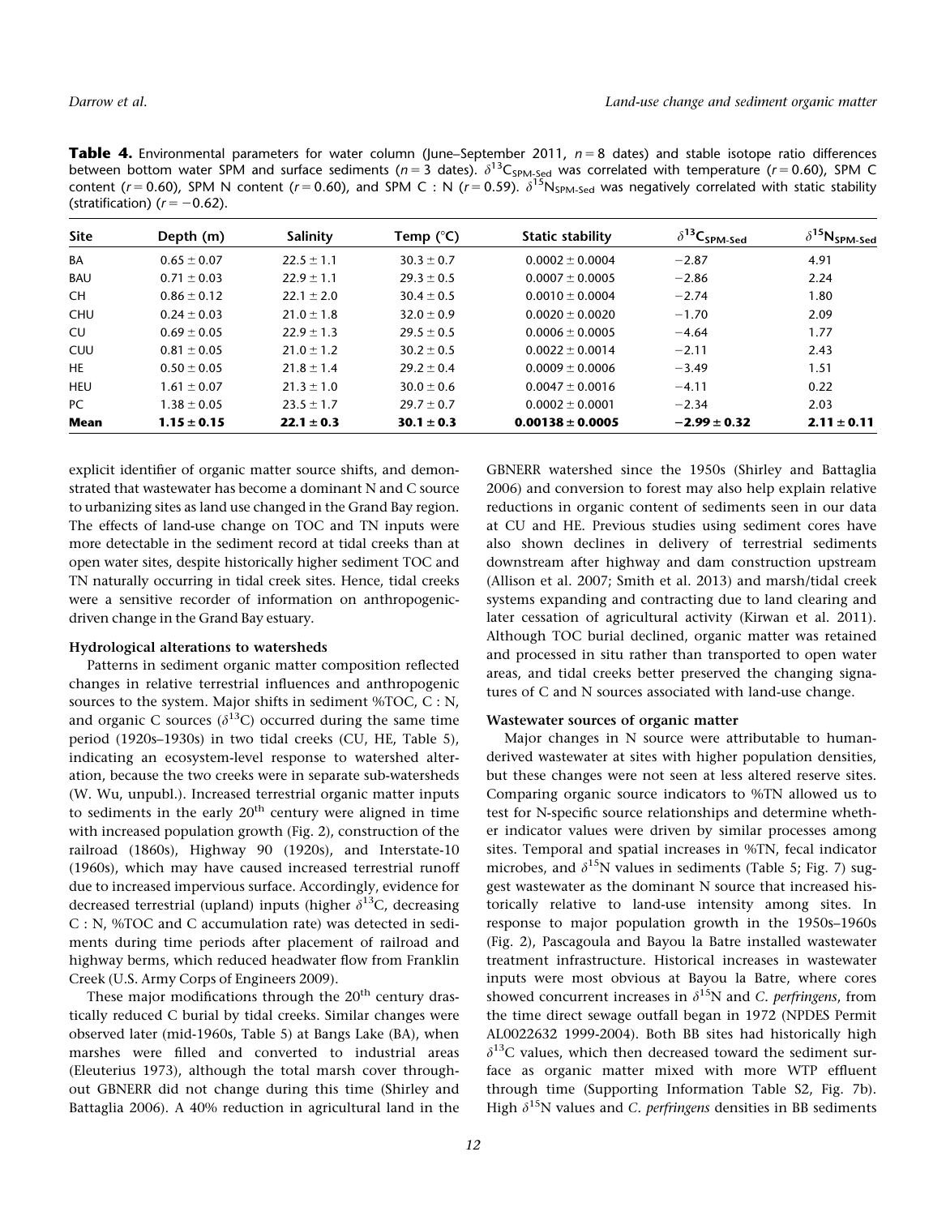**Table 4.** Environmental parameters for water column (June–September 2011, $n = 8$ dates) and stable isotope ratio differences between bottom water SPM and surface sediments ($n = 3$ dates). $\delta^{13}C_{SPM\text{-}Sed}$ was correlated with temperature ($r = 0.60$), SPM C content ($r = 0.60$), SPM N content ($r = 0.60$), and SPM C : N ($r = 0.59$). $\delta^{15}N_{SPM\text{-}Sed}$ was negatively correlated with static stability (stratification) ($r = -0.62$).

| Site | Depth (m) | Salinity | Temp (°C) | Static stability | $\delta^{13}C_{SPM\text{-}Sed}$ | $\delta^{15}N_{SPM\text{-}Sed}$ |
|---|---|---|---|---|---|---|
| BA | 0.65 ± 0.07 | 22.5 ± 1.1 | 30.3 ± 0.7 | 0.0002 ± 0.0004 | −2.87 | 4.91 |
| BAU | 0.71 ± 0.03 | 22.9 ± 1.1 | 29.3 ± 0.5 | 0.0007 ± 0.0005 | −2.86 | 2.24 |
| CH | 0.86 ± 0.12 | 22.1 ± 2.0 | 30.4 ± 0.5 | 0.0010 ± 0.0004 | −2.74 | 1.80 |
| CHU | 0.24 ± 0.03 | 21.0 ± 1.8 | 32.0 ± 0.9 | 0.0020 ± 0.0020 | −1.70 | 2.09 |
| CU | 0.69 ± 0.05 | 22.9 ± 1.3 | 29.5 ± 0.5 | 0.0006 ± 0.0005 | −4.64 | 1.77 |
| CUU | 0.81 ± 0.05 | 21.0 ± 1.2 | 30.2 ± 0.5 | 0.0022 ± 0.0014 | −2.11 | 2.43 |
| HE | 0.50 ± 0.05 | 21.8 ± 1.4 | 29.2 ± 0.4 | 0.0009 ± 0.0006 | −3.49 | 1.51 |
| HEU | 1.61 ± 0.07 | 21.3 ± 1.0 | 30.0 ± 0.6 | 0.0047 ± 0.0016 | −4.11 | 0.22 |
| PC | 1.38 ± 0.05 | 23.5 ± 1.7 | 29.7 ± 0.7 | 0.0002 ± 0.0001 | −2.34 | 2.03 |
| **Mean** | **1.15 ± 0.15** | **22.1 ± 0.3** | **30.1 ± 0.3** | **0.00138 ± 0.0005** | **−2.99 ± 0.32** | **2.11 ± 0.11** |

explicit identifier of organic matter source shifts, and demonstrated that wastewater has become a dominant N and C source to urbanizing sites as land use changed in the Grand Bay region. The effects of land-use change on TOC and TN inputs were more detectable in the sediment record at tidal creeks than at open water sites, despite historically higher sediment TOC and TN naturally occurring in tidal creek sites. Hence, tidal creeks were a sensitive recorder of information on anthropogenic-driven change in the Grand Bay estuary.

#### Hydrological alterations to watersheds

Patterns in sediment organic matter composition reflected changes in relative terrestrial influences and anthropogenic sources to the system. Major shifts in sediment %TOC, C : N, and organic C sources ($\delta^{13}C$) occurred during the same time period (1920s–1930s) in two tidal creeks (CU, HE, Table 5), indicating an ecosystem-level response to watershed alteration, because the two creeks were in separate sub-watersheds (W. Wu, unpubl.). Increased terrestrial organic matter inputs to sediments in the early 20th century were aligned in time with increased population growth (Fig. 2), construction of the railroad (1860s), Highway 90 (1920s), and Interstate-10 (1960s), which may have caused increased terrestrial runoff due to increased impervious surface. Accordingly, evidence for decreased terrestrial (upland) inputs (higher $\delta^{13}C$, decreasing C : N, %TOC and C accumulation rate) was detected in sediments during time periods after placement of railroad and highway berms, which reduced headwater flow from Franklin Creek (U.S. Army Corps of Engineers 2009).

These major modifications through the 20th century drastically reduced C burial by tidal creeks. Similar changes were observed later (mid-1960s, Table 5) at Bangs Lake (BA), when marshes were filled and converted to industrial areas (Eleuterius 1973), although the total marsh cover throughout GBNERR did not change during this time (Shirley and Battaglia 2006). A 40% reduction in agricultural land in the GBNERR watershed since the 1950s (Shirley and Battaglia 2006) and conversion to forest may also help explain relative reductions in organic content of sediments seen in our data at CU and HE. Previous studies using sediment cores have also shown declines in delivery of terrestrial sediments downstream after highway and dam construction upstream (Allison et al. 2007; Smith et al. 2013) and marsh/tidal creek systems expanding and contracting due to land clearing and later cessation of agricultural activity (Kirwan et al. 2011). Although TOC burial declined, organic matter was retained and processed in situ rather than transported to open water areas, and tidal creeks better preserved the changing signatures of C and N sources associated with land-use change.

#### Wastewater sources of organic matter

Major changes in N source were attributable to human-derived wastewater at sites with higher population densities, but these changes were not seen at less altered reserve sites. Comparing organic source indicators to %TN allowed us to test for N-specific source relationships and determine whether indicator values were driven by similar processes among sites. Temporal and spatial increases in %TN, fecal indicator microbes, and $\delta^{15}N$ values in sediments (Table 5; Fig. 7) suggest wastewater as the dominant N source that increased historically relative to land-use intensity among sites. In response to major population growth in the 1950s–1960s (Fig. 2), Pascagoula and Bayou la Batre installed wastewater treatment infrastructure. Historical increases in wastewater inputs were most obvious at Bayou la Batre, where cores showed concurrent increases in $\delta^{15}N$ and *C. perfringens*, from the time direct sewage outfall began in 1972 (NPDES Permit AL0022632 1999-2004). Both BB sites had historically high $\delta^{13}C$ values, which then decreased toward the sediment surface as organic matter mixed with more WTP effluent through time (Supporting Information Table S2, Fig. 7b). High $\delta^{15}N$ values and *C. perfringens* densities in BB sediments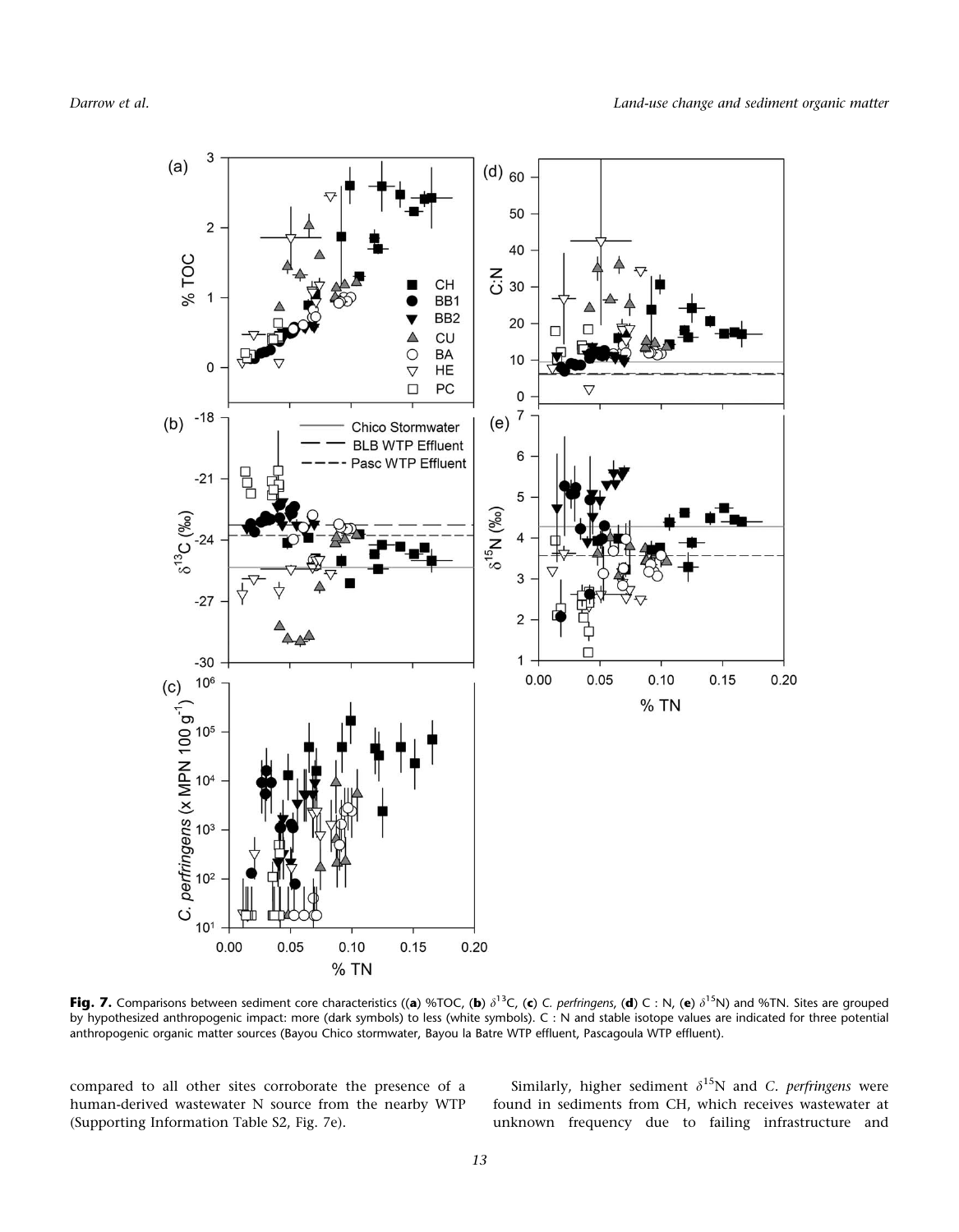**Fig. 7.** Comparisons between sediment core characteristics ((**a**) %TOC, (**b**) $\delta^{13}$C, (**c**) *C. perfringens*, (**d**) C : N, (**e**) $\delta^{15}$N) and %TN. Sites are grouped by hypothesized anthropogenic impact: more (dark symbols) to less (white symbols). C : N and stable isotope values are indicated for three potential anthropogenic organic matter sources (Bayou Chico stormwater, Bayou la Batre WTP effluent, Pascagoula WTP effluent).

compared to all other sites corroborate the presence of a human-derived wastewater N source from the nearby WTP (Supporting Information Table S2, Fig. 7e).

Similarly, higher sediment $\delta^{15}$N and *C. perfringens* were found in sediments from CH, which receives wastewater at unknown frequency due to failing infrastructure and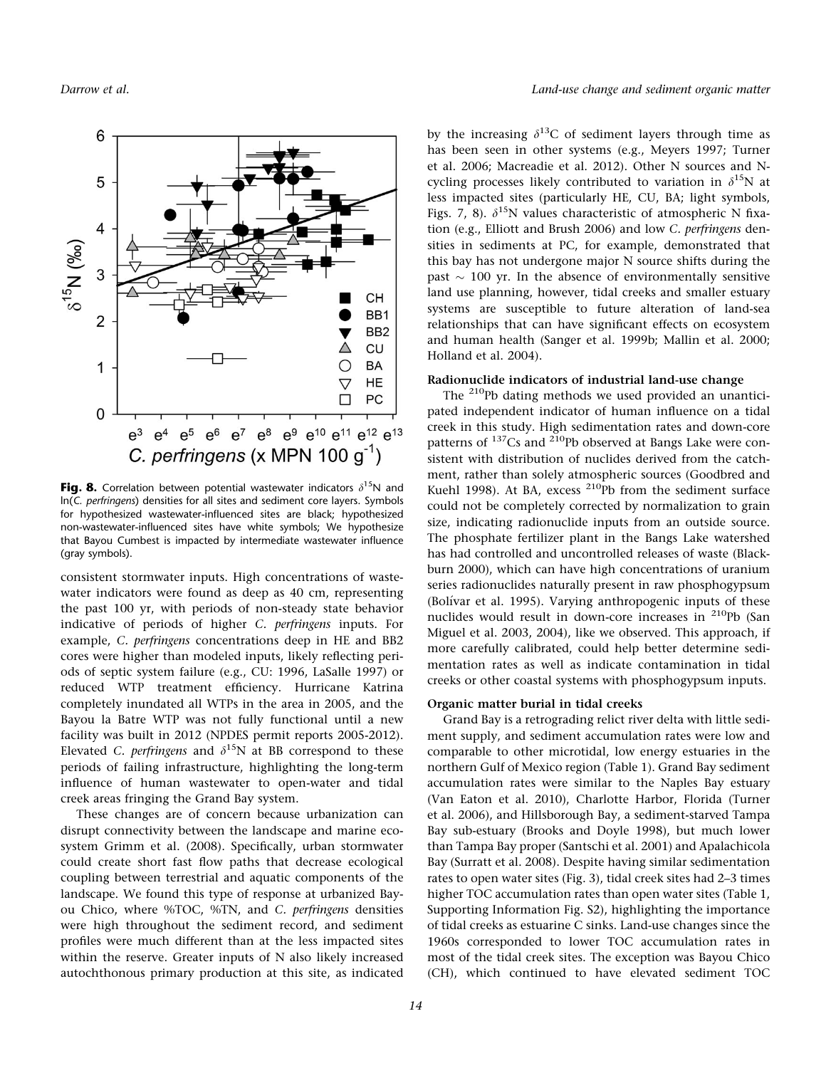**Fig. 8.** Correlation between potential wastewater indicators $\delta^{15}$N and ln(*C. perfringens*) densities for all sites and sediment core layers. Symbols for hypothesized wastewater-influenced sites are black; hypothesized non-wastewater-influenced sites have white symbols; We hypothesize that Bayou Cumbest is impacted by intermediate wastewater influence (gray symbols).

consistent stormwater inputs. High concentrations of wastewater indicators were found as deep as 40 cm, representing the past 100 yr, with periods of non-steady state behavior indicative of periods of higher *C. perfringens* inputs. For example, *C. perfringens* concentrations deep in HE and BB2 cores were higher than modeled inputs, likely reflecting periods of septic system failure (e.g., CU: 1996, LaSalle 1997) or reduced WTP treatment efficiency. Hurricane Katrina completely inundated all WTPs in the area in 2005, and the Bayou la Batre WTP was not fully functional until a new facility was built in 2012 (NPDES permit reports 2005-2012). Elevated *C. perfringens* and $\delta^{15}$N at BB correspond to these periods of failing infrastructure, highlighting the long-term influence of human wastewater to open-water and tidal creek areas fringing the Grand Bay system.

These changes are of concern because urbanization can disrupt connectivity between the landscape and marine ecosystem Grimm et al. (2008). Specifically, urban stormwater could create short fast flow paths that decrease ecological coupling between terrestrial and aquatic components of the landscape. We found this type of response at urbanized Bayou Chico, where %TOC, %TN, and *C. perfringens* densities were high throughout the sediment record, and sediment profiles were much different than at the less impacted sites within the reserve. Greater inputs of N also likely increased autochthonous primary production at this site, as indicated by the increasing $\delta^{13}$C of sediment layers through time as has been seen in other systems (e.g., Meyers 1997; Turner et al. 2006; Macreadie et al. 2012). Other N sources and N-cycling processes likely contributed to variation in $\delta^{15}$N at less impacted sites (particularly HE, CU, BA; light symbols, Figs. 7, 8). $\delta^{15}$N values characteristic of atmospheric N fixation (e.g., Elliott and Brush 2006) and low *C. perfringens* densities in sediments at PC, for example, demonstrated that this bay has not undergone major N source shifts during the past $\sim$ 100 yr. In the absence of environmentally sensitive land use planning, however, tidal creeks and smaller estuary systems are susceptible to future alteration of land-sea relationships that can have significant effects on ecosystem and human health (Sanger et al. 1999b; Mallin et al. 2000; Holland et al. 2004).

**Radionuclide indicators of industrial land-use change**

The $^{210}$Pb dating methods we used provided an unanticipated independent indicator of human influence on a tidal creek in this study. High sedimentation rates and down-core patterns of $^{137}$Cs and $^{210}$Pb observed at Bangs Lake were consistent with distribution of nuclides derived from the catchment, rather than solely atmospheric sources (Goodbred and Kuehl 1998). At BA, excess $^{210}$Pb from the sediment surface could not be completely corrected by normalization to grain size, indicating radionuclide inputs from an outside source. The phosphate fertilizer plant in the Bangs Lake watershed has had controlled and uncontrolled releases of waste (Blackburn 2000), which can have high concentrations of uranium series radionuclides naturally present in raw phosphogypsum (Bolívar et al. 1995). Varying anthropogenic inputs of these nuclides would result in down-core increases in $^{210}$Pb (San Miguel et al. 2003, 2004), like we observed. This approach, if more carefully calibrated, could help better determine sedimentation rates as well as indicate contamination in tidal creeks or other coastal systems with phosphogypsum inputs.

**Organic matter burial in tidal creeks**

Grand Bay is a retrograding relict river delta with little sediment supply, and sediment accumulation rates were low and comparable to other microtidal, low energy estuaries in the northern Gulf of Mexico region (Table 1). Grand Bay sediment accumulation rates were similar to the Naples Bay estuary (Van Eaton et al. 2010), Charlotte Harbor, Florida (Turner et al. 2006), and Hillsborough Bay, a sediment-starved Tampa Bay sub-estuary (Brooks and Doyle 1998), but much lower than Tampa Bay proper (Santschi et al. 2001) and Apalachicola Bay (Surratt et al. 2008). Despite having similar sedimentation rates to open water sites (Fig. 3), tidal creek sites had 2–3 times higher TOC accumulation rates than open water sites (Table 1, Supporting Information Fig. S2), highlighting the importance of tidal creeks as estuarine C sinks. Land-use changes since the 1960s corresponded to lower TOC accumulation rates in most of the tidal creek sites. The exception was Bayou Chico (CH), which continued to have elevated sediment TOC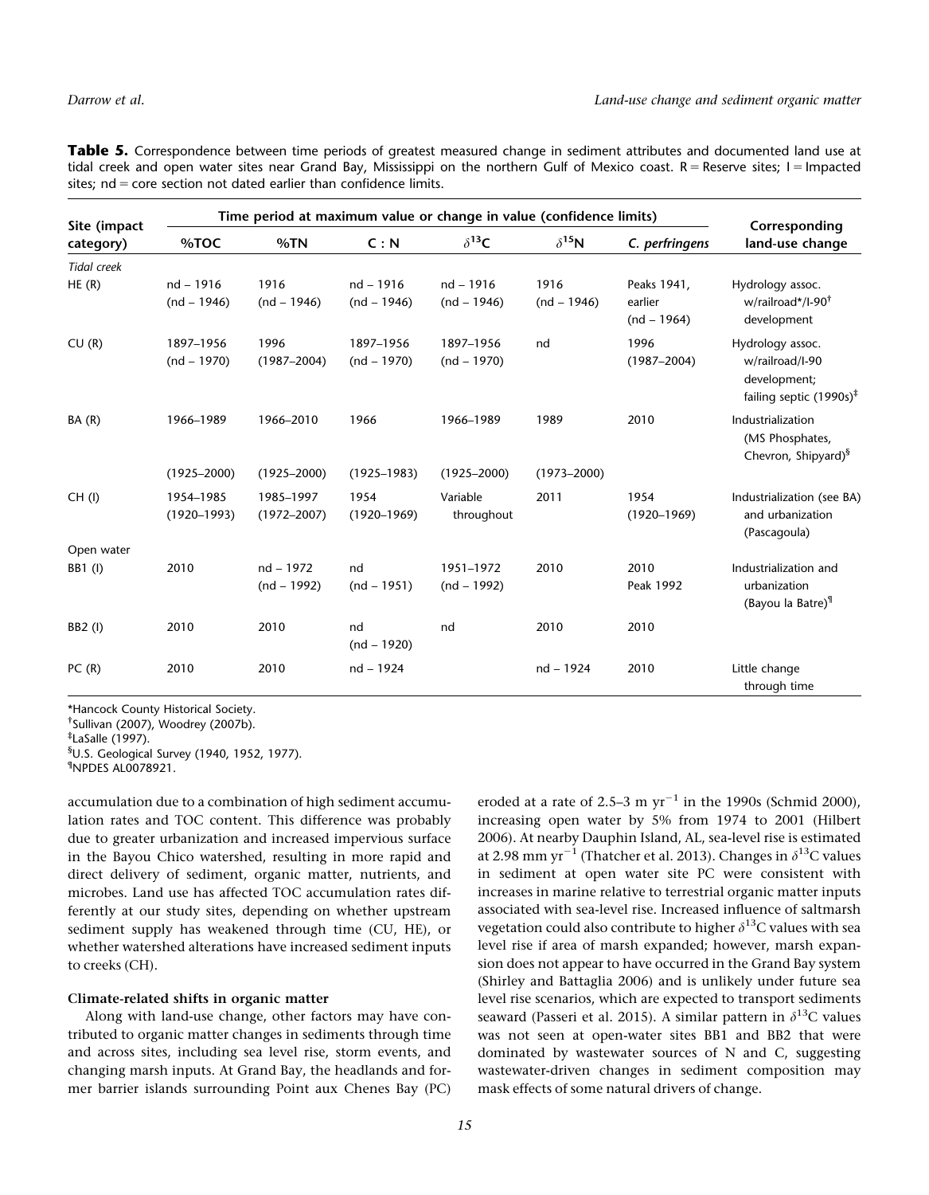**Table 5.** Correspondence between time periods of greatest measured change in sediment attributes and documented land use at tidal creek and open water sites near Grand Bay, Mississippi on the northern Gulf of Mexico coast. R = Reserve sites; I = Impacted sites; nd = core section not dated earlier than confidence limits.

| Site (impact category) | Time period at maximum value or change in value (confidence limits) | | | | | | Corresponding land-use change |
|---|---|---|---|---|---|---|---|
| | %TOC | %TN | C : N | $\delta^{13}$C | $\delta^{15}$N | *C. perfringens* | |
| *Tidal creek* | | | | | | | |
| HE (R) | nd – 1916 (nd – 1946) | 1916 (nd – 1946) | nd – 1916 (nd – 1946) | nd – 1916 (nd – 1946) | 1916 (nd – 1946) | Peaks 1941, earlier (nd – 1964) | Hydrology assoc. w/railroad*/I-90† development |
| CU (R) | 1897–1956 (nd – 1970) | 1996 (1987–2004) | 1897–1956 (nd – 1970) | 1897–1956 (nd – 1970) | nd | 1996 (1987–2004) | Hydrology assoc. w/railroad/I-90 development; failing septic (1990s)‡ |
| BA (R) | 1966–1989 (1925–2000) | 1966–2010 (1925–2000) | 1966 (1925–1983) | 1966–1989 (1925–2000) | 1989 (1973–2000) | 2010 | Industrialization (MS Phosphates, Chevron, Shipyard)§ |
| CH (I) | 1954–1985 (1920–1993) | 1985–1997 (1972–2007) | 1954 (1920–1969) | Variable throughout | 2011 | 1954 (1920–1969) | Industrialization (see BA) and urbanization (Pascagoula) |
| Open water | | | | | | | |
| BB1 (I) | 2010 | nd – 1972 (nd – 1992) | nd (nd – 1951) | 1951–1972 (nd – 1992) | 2010 | 2010 Peak 1992 | Industrialization and urbanization (Bayou la Batre)¶ |
| BB2 (I) | 2010 | 2010 | nd (nd – 1920) | nd | 2010 | 2010 | |
| PC (R) | 2010 | 2010 | nd – 1924 | | nd – 1924 | 2010 | Little change through time |

*Hancock County Historical Society.
†Sullivan (2007), Woodrey (2007b).
‡LaSalle (1997).
§U.S. Geological Survey (1940, 1952, 1977).
¶NPDES AL0078921.

accumulation due to a combination of high sediment accumulation rates and TOC content. This difference was probably due to greater urbanization and increased impervious surface in the Bayou Chico watershed, resulting in more rapid and direct delivery of sediment, organic matter, nutrients, and microbes. Land use has affected TOC accumulation rates differently at our study sites, depending on whether upstream sediment supply has weakened through time (CU, HE), or whether watershed alterations have increased sediment inputs to creeks (CH).

### Climate-related shifts in organic matter

Along with land-use change, other factors may have contributed to organic matter changes in sediments through time and across sites, including sea level rise, storm events, and changing marsh inputs. At Grand Bay, the headlands and former barrier islands surrounding Point aux Chenes Bay (PC) eroded at a rate of 2.5–3 m $yr^{-1}$ in the 1990s (Schmid 2000), increasing open water by 5% from 1974 to 2001 (Hilbert 2006). At nearby Dauphin Island, AL, sea-level rise is estimated at 2.98 mm $yr^{-1}$ (Thatcher et al. 2013). Changes in $\delta^{13}$C values in sediment at open water site PC were consistent with increases in marine relative to terrestrial organic matter inputs associated with sea-level rise. Increased influence of saltmarsh vegetation could also contribute to higher $\delta^{13}$C values with sea level rise if area of marsh expanded; however, marsh expansion does not appear to have occurred in the Grand Bay system (Shirley and Battaglia 2006) and is unlikely under future sea level rise scenarios, which are expected to transport sediments seaward (Passeri et al. 2015). A similar pattern in $\delta^{13}$C values was not seen at open-water sites BB1 and BB2 that were dominated by wastewater sources of N and C, suggesting wastewater-driven changes in sediment composition may mask effects of some natural drivers of change.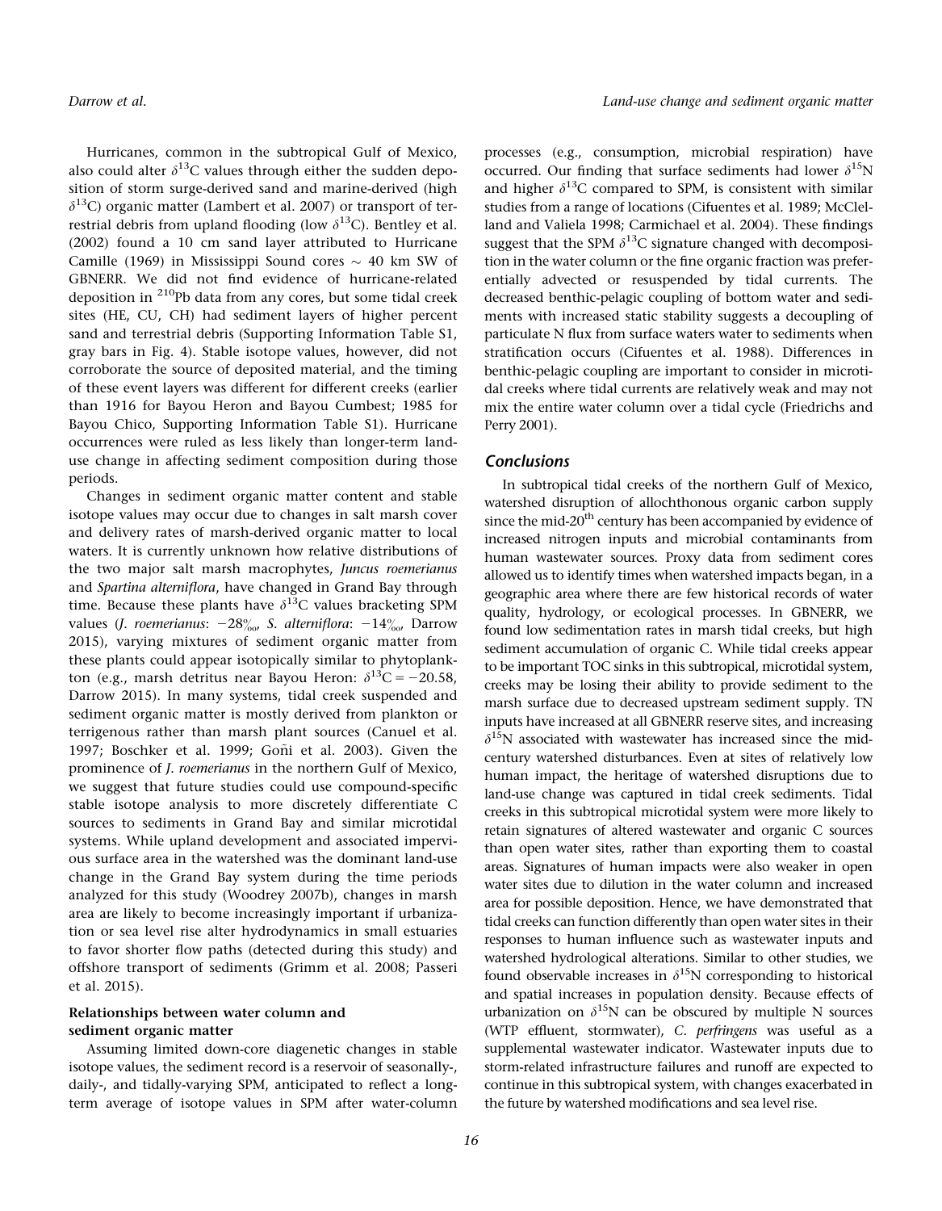Hurricanes, common in the subtropical Gulf of Mexico, also could alter $\delta^{13}C$ values through either the sudden deposition of storm surge-derived sand and marine-derived (high $\delta^{13}C$) organic matter (Lambert et al. 2007) or transport of terrestrial debris from upland flooding (low $\delta^{13}C$). Bentley et al. (2002) found a 10 cm sand layer attributed to Hurricane Camille (1969) in Mississippi Sound cores $\sim$ 40 km SW of GBNERR. We did not find evidence of hurricane-related deposition in $^{210}$Pb data from any cores, but some tidal creek sites (HE, CU, CH) had sediment layers of higher percent sand and terrestrial debris (Supporting Information Table S1, gray bars in Fig. 4). Stable isotope values, however, did not corroborate the source of deposited material, and the timing of these event layers was different for different creeks (earlier than 1916 for Bayou Heron and Bayou Cumbest; 1985 for Bayou Chico, Supporting Information Table S1). Hurricane occurrences were ruled as less likely than longer-term land-use change in affecting sediment composition during those periods.

Changes in sediment organic matter content and stable isotope values may occur due to changes in salt marsh cover and delivery rates of marsh-derived organic matter to local waters. It is currently unknown how relative distributions of the two major salt marsh macrophytes, *Juncus roemerianus* and *Spartina alterniflora*, have changed in Grand Bay through time. Because these plants have $\delta^{13}C$ values bracketing SPM values (*J. roemerianus*: $-28‰$, *S. alterniflora*: $-14‰$, Darrow 2015), varying mixtures of sediment organic matter from these plants could appear isotopically similar to phytoplankton (e.g., marsh detritus near Bayou Heron: $\delta^{13}C = -20.58$, Darrow 2015). In many systems, tidal creek suspended and sediment organic matter is mostly derived from plankton or terrigenous rather than marsh plant sources (Canuel et al. 1997; Boschker et al. 1999; Goñi et al. 2003). Given the prominence of *J. roemerianus* in the northern Gulf of Mexico, we suggest that future studies could use compound-specific stable isotope analysis to more discretely differentiate C sources to sediments in Grand Bay and similar microtidal systems. While upland development and associated impervious surface area in the watershed was the dominant land-use change in the Grand Bay system during the time periods analyzed for this study (Woodrey 2007b), changes in marsh area are likely to become increasingly important if urbanization or sea level rise alter hydrodynamics in small estuaries to favor shorter flow paths (detected during this study) and offshore transport of sediments (Grimm et al. 2008; Passeri et al. 2015).

### Relationships between water column and sediment organic matter

Assuming limited down-core diagenetic changes in stable isotope values, the sediment record is a reservoir of seasonally-, daily-, and tidally-varying SPM, anticipated to reflect a long-term average of isotope values in SPM after water-column processes (e.g., consumption, microbial respiration) have occurred. Our finding that surface sediments had lower $\delta^{15}N$ and higher $\delta^{13}C$ compared to SPM, is consistent with similar studies from a range of locations (Cifuentes et al. 1989; McClelland and Valiela 1998; Carmichael et al. 2004). These findings suggest that the SPM $\delta^{13}C$ signature changed with decomposition in the water column or the fine organic fraction was preferentially advected or resuspended by tidal currents. The decreased benthic-pelagic coupling of bottom water and sediments with increased static stability suggests a decoupling of particulate N flux from surface waters water to sediments when stratification occurs (Cifuentes et al. 1988). Differences in benthic-pelagic coupling are important to consider in microtidal creeks where tidal currents are relatively weak and may not mix the entire water column over a tidal cycle (Friedrichs and Perry 2001).

## Conclusions

In subtropical tidal creeks of the northern Gulf of Mexico, watershed disruption of allochthonous organic carbon supply since the mid-20th century has been accompanied by evidence of increased nitrogen inputs and microbial contaminants from human wastewater sources. Proxy data from sediment cores allowed us to identify times when watershed impacts began, in a geographic area where there are few historical records of water quality, hydrology, or ecological processes. In GBNERR, we found low sedimentation rates in marsh tidal creeks, but high sediment accumulation of organic C. While tidal creeks appear to be important TOC sinks in this subtropical, microtidal system, creeks may be losing their ability to provide sediment to the marsh surface due to decreased upstream sediment supply. TN inputs have increased at all GBNERR reserve sites, and increasing $\delta^{15}N$ associated with wastewater has increased since the mid-century watershed disturbances. Even at sites of relatively low human impact, the heritage of watershed disruptions due to land-use change was captured in tidal creek sediments. Tidal creeks in this subtropical microtidal system were more likely to retain signatures of altered wastewater and organic C sources than open water sites, rather than exporting them to coastal areas. Signatures of human impacts were also weaker in open water sites due to dilution in the water column and increased area for possible deposition. Hence, we have demonstrated that tidal creeks can function differently than open water sites in their responses to human influence such as wastewater inputs and watershed hydrological alterations. Similar to other studies, we found observable increases in $\delta^{15}N$ corresponding to historical and spatial increases in population density. Because effects of urbanization on $\delta^{15}N$ can be obscured by multiple N sources (WTP effluent, stormwater), *C. perfringens* was useful as a supplemental wastewater indicator. Wastewater inputs due to storm-related infrastructure failures and runoff are expected to continue in this subtropical system, with changes exacerbated in the future by watershed modifications and sea level rise.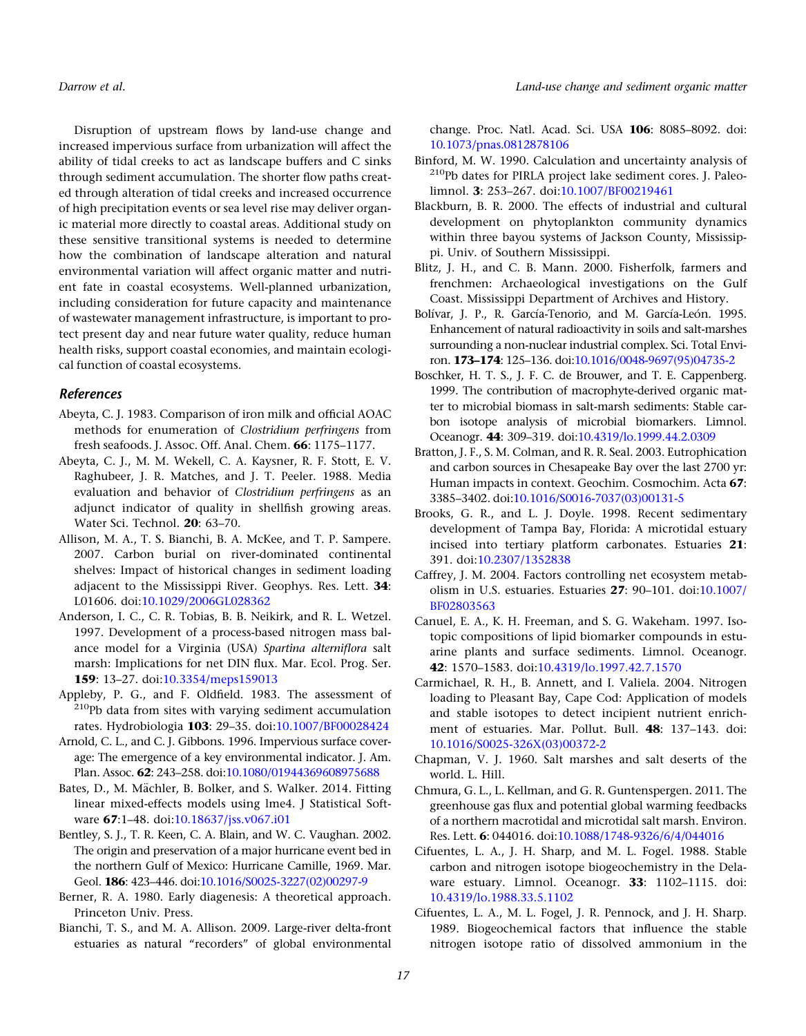Disruption of upstream flows by land-use change and increased impervious surface from urbanization will affect the ability of tidal creeks to act as landscape buffers and C sinks through sediment accumulation. The shorter flow paths created through alteration of tidal creeks and increased occurrence of high precipitation events or sea level rise may deliver organic material more directly to coastal areas. Additional study on these sensitive transitional systems is needed to determine how the combination of landscape alteration and natural environmental variation will affect organic matter and nutrient fate in coastal ecosystems. Well-planned urbanization, including consideration for future capacity and maintenance of wastewater management infrastructure, is important to protect present day and near future water quality, reduce human health risks, support coastal economies, and maintain ecological function of coastal ecosystems.

## References

Abeyta, C. J. 1983. Comparison of iron milk and official AOAC methods for enumeration of *Clostridium perfringens* from fresh seafoods. J. Assoc. Off. Anal. Chem. **66**: 1175–1177.

Abeyta, C. J., M. M. Wekell, C. A. Kaysner, R. F. Stott, E. V. Raghubeer, J. R. Matches, and J. T. Peeler. 1988. Media evaluation and behavior of *Clostridium perfringens* as an adjunct indicator of quality in shellfish growing areas. Water Sci. Technol. **20**: 63–70.

Allison, M. A., T. S. Bianchi, B. A. McKee, and T. P. Sampere. 2007. Carbon burial on river-dominated continental shelves: Impact of historical changes in sediment loading adjacent to the Mississippi River. Geophys. Res. Lett. **34**: L01606. doi:10.1029/2006GL028362

Anderson, I. C., C. R. Tobias, B. B. Neikirk, and R. L. Wetzel. 1997. Development of a process-based nitrogen mass balance model for a Virginia (USA) *Spartina alterniflora* salt marsh: Implications for net DIN flux. Mar. Ecol. Prog. Ser. **159**: 13–27. doi:10.3354/meps159013

Appleby, P. G., and F. Oldfield. 1983. The assessment of $^{210}$Pb data from sites with varying sediment accumulation rates. Hydrobiologia **103**: 29–35. doi:10.1007/BF00028424

Arnold, C. L., and C. J. Gibbons. 1996. Impervious surface coverage: The emergence of a key environmental indicator. J. Am. Plan. Assoc. **62**: 243–258. doi:10.1080/01944369608975688

Bates, D., M. Mächler, B. Bolker, and S. Walker. 2014. Fitting linear mixed-effects models using lme4. J Statistical Software **67**:1–48. doi:10.18637/jss.v067.i01

Bentley, S. J., T. R. Keen, C. A. Blain, and W. C. Vaughan. 2002. The origin and preservation of a major hurricane event bed in the northern Gulf of Mexico: Hurricane Camille, 1969. Mar. Geol. **186**: 423–446. doi:10.1016/S0025-3227(02)00297-9

Berner, R. A. 1980. Early diagenesis: A theoretical approach. Princeton Univ. Press.

Bianchi, T. S., and M. A. Allison. 2009. Large-river delta-front estuaries as natural "recorders" of global environmental change. Proc. Natl. Acad. Sci. USA **106**: 8085–8092. doi:10.1073/pnas.0812878106

Binford, M. W. 1990. Calculation and uncertainty analysis of $^{210}$Pb dates for PIRLA project lake sediment cores. J. Paleolimnol. **3**: 253–267. doi:10.1007/BF00219461

Blackburn, B. R. 2000. The effects of industrial and cultural development on phytoplankton community dynamics within three bayou systems of Jackson County, Mississippi. Univ. of Southern Mississippi.

Blitz, J. H., and C. B. Mann. 2000. Fisherfolk, farmers and frenchmen: Archaeological investigations on the Gulf Coast. Mississippi Department of Archives and History.

Bolívar, J. P., R. García-Tenorio, and M. García-León. 1995. Enhancement of natural radioactivity in soils and salt-marshes surrounding a non-nuclear industrial complex. Sci. Total Environ. **173–174**: 125–136. doi:10.1016/0048-9697(95)04735-2

Boschker, H. T. S., J. F. C. de Brouwer, and T. E. Cappenberg. 1999. The contribution of macrophyte-derived organic matter to microbial biomass in salt-marsh sediments: Stable carbon isotope analysis of microbial biomarkers. Limnol. Oceanogr. **44**: 309–319. doi:10.4319/lo.1999.44.2.0309

Bratton, J. F., S. M. Colman, and R. R. Seal. 2003. Eutrophication and carbon sources in Chesapeake Bay over the last 2700 yr: Human impacts in context. Geochim. Cosmochim. Acta **67**: 3385–3402. doi:10.1016/S0016-7037(03)00131-5

Brooks, G. R., and L. J. Doyle. 1998. Recent sedimentary development of Tampa Bay, Florida: A microtidal estuary incised into tertiary platform carbonates. Estuaries **21**: 391. doi:10.2307/1352838

Caffrey, J. M. 2004. Factors controlling net ecosystem metabolism in U.S. estuaries. Estuaries **27**: 90–101. doi:10.1007/BF02803563

Canuel, E. A., K. H. Freeman, and S. G. Wakeham. 1997. Isotopic compositions of lipid biomarker compounds in estuarine plants and surface sediments. Limnol. Oceanogr. **42**: 1570–1583. doi:10.4319/lo.1997.42.7.1570

Carmichael, R. H., B. Annett, and I. Valiela. 2004. Nitrogen loading to Pleasant Bay, Cape Cod: Application of models and stable isotopes to detect incipient nutrient enrichment of estuaries. Mar. Pollut. Bull. **48**: 137–143. doi:10.1016/S0025-326X(03)00372-2

Chapman, V. J. 1960. Salt marshes and salt deserts of the world. L. Hill.

Chmura, G. L., L. Kellman, and G. R. Guntenspergen. 2011. The greenhouse gas flux and potential global warming feedbacks of a northern macrotidal and microtidal salt marsh. Environ. Res. Lett. **6**: 044016. doi:10.1088/1748-9326/6/4/044016

Cifuentes, L. A., J. H. Sharp, and M. L. Fogel. 1988. Stable carbon and nitrogen isotope biogeochemistry in the Delaware estuary. Limnol. Oceanogr. **33**: 1102–1115. doi:10.4319/lo.1988.33.5.1102

Cifuentes, L. A., M. L. Fogel, J. R. Pennock, and J. H. Sharp. 1989. Biogeochemical factors that influence the stable nitrogen isotope ratio of dissolved ammonium in the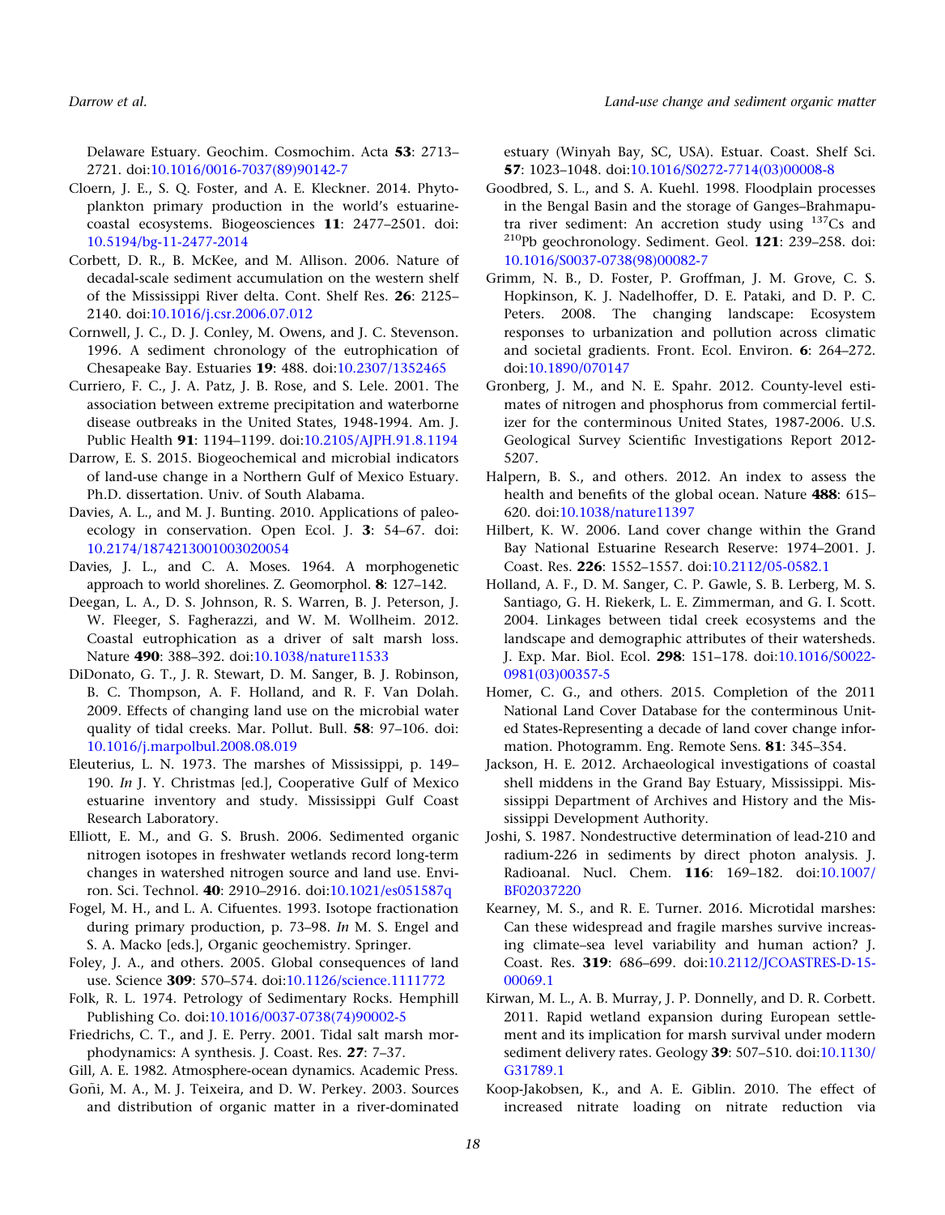Delaware Estuary. Geochim. Cosmochim. Acta **53**: 2713–2721. doi:10.1016/0016-7037(89)90142-7

Cloern, J. E., S. Q. Foster, and A. E. Kleckner. 2014. Phytoplankton primary production in the world's estuarine-coastal ecosystems. Biogeosciences **11**: 2477–2501. doi: 10.5194/bg-11-2477-2014

Corbett, D. R., B. McKee, and M. Allison. 2006. Nature of decadal-scale sediment accumulation on the western shelf of the Mississippi River delta. Cont. Shelf Res. **26**: 2125–2140. doi:10.1016/j.csr.2006.07.012

Cornwell, J. C., D. J. Conley, M. Owens, and J. C. Stevenson. 1996. A sediment chronology of the eutrophication of Chesapeake Bay. Estuaries **19**: 488. doi:10.2307/1352465

Curriero, F. C., J. A. Patz, J. B. Rose, and S. Lele. 2001. The association between extreme precipitation and waterborne disease outbreaks in the United States, 1948-1994. Am. J. Public Health **91**: 1194–1199. doi:10.2105/AJPH.91.8.1194

Darrow, E. S. 2015. Biogeochemical and microbial indicators of land-use change in a Northern Gulf of Mexico Estuary. Ph.D. dissertation. Univ. of South Alabama.

Davies, A. L., and M. J. Bunting. 2010. Applications of paleoecology in conservation. Open Ecol. J. **3**: 54–67. doi: 10.2174/1874213001003020054

Davies, J. L., and C. A. Moses. 1964. A morphogenetic approach to world shorelines. Z. Geomorphol. **8**: 127–142.

Deegan, L. A., D. S. Johnson, R. S. Warren, B. J. Peterson, J. W. Fleeger, S. Fagherazzi, and W. M. Wollheim. 2012. Coastal eutrophication as a driver of salt marsh loss. Nature **490**: 388–392. doi:10.1038/nature11533

DiDonato, G. T., J. R. Stewart, D. M. Sanger, B. J. Robinson, B. C. Thompson, A. F. Holland, and R. F. Van Dolah. 2009. Effects of changing land use on the microbial water quality of tidal creeks. Mar. Pollut. Bull. **58**: 97–106. doi: 10.1016/j.marpolbul.2008.08.019

Eleuterius, L. N. 1973. The marshes of Mississippi, p. 149–190. *In* J. Y. Christmas [ed.], Cooperative Gulf of Mexico estuarine inventory and study. Mississippi Gulf Coast Research Laboratory.

Elliott, E. M., and G. S. Brush. 2006. Sedimented organic nitrogen isotopes in freshwater wetlands record long-term changes in watershed nitrogen source and land use. Environ. Sci. Technol. **40**: 2910–2916. doi:10.1021/es051587q

Fogel, M. H., and L. A. Cifuentes. 1993. Isotope fractionation during primary production, p. 73–98. *In* M. S. Engel and S. A. Macko [eds.], Organic geochemistry. Springer.

Foley, J. A., and others. 2005. Global consequences of land use. Science **309**: 570–574. doi:10.1126/science.1111772

Folk, R. L. 1974. Petrology of Sedimentary Rocks. Hemphill Publishing Co. doi:10.1016/0037-0738(74)90002-5

Friedrichs, C. T., and J. E. Perry. 2001. Tidal salt marsh morphodynamics: A synthesis. J. Coast. Res. **27**: 7–37.

Gill, A. E. 1982. Atmosphere-ocean dynamics. Academic Press.

Goñi, M. A., M. J. Teixeira, and D. W. Perkey. 2003. Sources and distribution of organic matter in a river-dominated estuary (Winyah Bay, SC, USA). Estuar. Coast. Shelf Sci. **57**: 1023–1048. doi:10.1016/S0272-7714(03)00008-8

Goodbred, S. L., and S. A. Kuehl. 1998. Floodplain processes in the Bengal Basin and the storage of Ganges–Brahmaputra river sediment: An accretion study using $^{137}$Cs and $^{210}$Pb geochronology. Sediment. Geol. **121**: 239–258. doi: 10.1016/S0037-0738(98)00082-7

Grimm, N. B., D. Foster, P. Groffman, J. M. Grove, C. S. Hopkinson, K. J. Nadelhoffer, D. E. Pataki, and D. P. C. Peters. 2008. The changing landscape: Ecosystem responses to urbanization and pollution across climatic and societal gradients. Front. Ecol. Environ. **6**: 264–272. doi:10.1890/070147

Gronberg, J. M., and N. E. Spahr. 2012. County-level estimates of nitrogen and phosphorus from commercial fertilizer for the conterminous United States, 1987-2006. U.S. Geological Survey Scientific Investigations Report 2012-5207.

Halpern, B. S., and others. 2012. An index to assess the health and benefits of the global ocean. Nature **488**: 615–620. doi:10.1038/nature11397

Hilbert, K. W. 2006. Land cover change within the Grand Bay National Estuarine Research Reserve: 1974–2001. J. Coast. Res. **226**: 1552–1557. doi:10.2112/05-0582.1

Holland, A. F., D. M. Sanger, C. P. Gawle, S. B. Lerberg, M. S. Santiago, G. H. Riekerk, L. E. Zimmerman, and G. I. Scott. 2004. Linkages between tidal creek ecosystems and the landscape and demographic attributes of their watersheds. J. Exp. Mar. Biol. Ecol. **298**: 151–178. doi:10.1016/S0022-0981(03)00357-5

Homer, C. G., and others. 2015. Completion of the 2011 National Land Cover Database for the conterminous United States-Representing a decade of land cover change information. Photogramm. Eng. Remote Sens. **81**: 345–354.

Jackson, H. E. 2012. Archaeological investigations of coastal shell middens in the Grand Bay Estuary, Mississippi. Mississippi Department of Archives and History and the Mississippi Development Authority.

Joshi, S. 1987. Nondestructive determination of lead-210 and radium-226 in sediments by direct photon analysis. J. Radioanal. Nucl. Chem. **116**: 169–182. doi:10.1007/BF02037220

Kearney, M. S., and R. E. Turner. 2016. Microtidal marshes: Can these widespread and fragile marshes survive increasing climate–sea level variability and human action? J. Coast. Res. **319**: 686–699. doi:10.2112/JCOASTRES-D-15-00069.1

Kirwan, M. L., A. B. Murray, J. P. Donnelly, and D. R. Corbett. 2011. Rapid wetland expansion during European settlement and its implication for marsh survival under modern sediment delivery rates. Geology **39**: 507–510. doi:10.1130/G31789.1

Koop-Jakobsen, K., and A. E. Giblin. 2010. The effect of increased nitrate loading on nitrate reduction via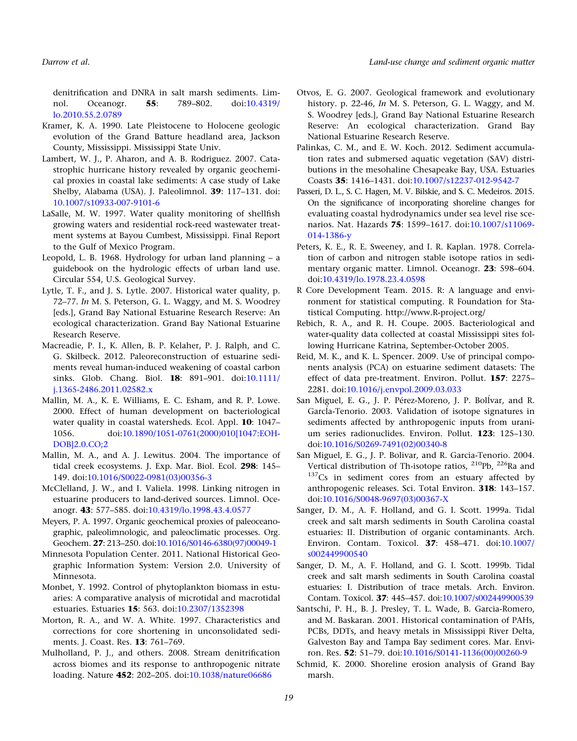denitrification and DNRA in salt marsh sediments. Limnol. Oceanogr. **55**: 789–802. doi:10.4319/lo.2010.55.2.0789

Kramer, K. A. 1990. Late Pleistocene to Holocene geologic evolution of the Grand Batture headland area, Jackson County, Mississippi. Mississippi State Univ.

Lambert, W. J., P. Aharon, and A. B. Rodriguez. 2007. Catastrophic hurricane history revealed by organic geochemical proxies in coastal lake sediments: A case study of Lake Shelby, Alabama (USA). J. Paleolimnol. **39**: 117–131. doi:10.1007/s10933-007-9101-6

LaSalle, M. W. 1997. Water quality monitoring of shellfish growing waters and residential rock-reed wastewater treatment systems at Bayou Cumbest, Mississippi. Final Report to the Gulf of Mexico Program.

Leopold, L. B. 1968. Hydrology for urban land planning – a guidebook on the hydrologic effects of urban land use. Circular 554, U.S. Geological Survey.

Lytle, T. F., and J. S. Lytle. 2007. Historical water quality, p. 72–77. *In* M. S. Peterson, G. L. Waggy, and M. S. Woodrey [eds.], Grand Bay National Estuarine Research Reserve: An ecological characterization. Grand Bay National Estuarine Research Reserve.

Macreadie, P. I., K. Allen, B. P. Kelaher, P. J. Ralph, and C. G. Skilbeck. 2012. Paleoreconstruction of estuarine sediments reveal human-induced weakening of coastal carbon sinks. Glob. Chang. Biol. **18**: 891–901. doi:10.1111/j.1365-2486.2011.02582.x

Mallin, M. A., K. E. Williams, E. C. Esham, and R. P. Lowe. 2000. Effect of human development on bacteriological water quality in coastal watersheds. Ecol. Appl. **10**: 1047–1056. doi:10.1890/1051-0761(2000)010[1047:EOHDOB]2.0.CO;2

Mallin, M. A., and A. J. Lewitus. 2004. The importance of tidal creek ecosystems. J. Exp. Mar. Biol. Ecol. **298**: 145–149. doi:10.1016/S0022-0981(03)00356-3

McClelland, J. W., and I. Valiela. 1998. Linking nitrogen in estuarine producers to land-derived sources. Limnol. Oceanogr. **43**: 577–585. doi:10.4319/lo.1998.43.4.0577

Meyers, P. A. 1997. Organic geochemical proxies of paleoceanographic, paleolimnologic, and paleoclimatic processes. Org. Geochem. **27**: 213–250. doi:10.1016/S0146-6380(97)00049-1

Minnesota Population Center. 2011. National Historical Geographic Information System: Version 2.0. University of Minnesota.

Monbet, Y. 1992. Control of phytoplankton biomass in estuaries: A comparative analysis of microtidal and macrotidal estuaries. Estuaries **15**: 563. doi:10.2307/1352398

Morton, R. A., and W. A. White. 1997. Characteristics and corrections for core shortening in unconsolidated sediments. J. Coast. Res. **13**: 761–769.

Mulholland, P. J., and others. 2008. Stream denitrification across biomes and its response to anthropogenic nitrate loading. Nature **452**: 202–205. doi:10.1038/nature06686

Otvos, E. G. 2007. Geological framework and evolutionary history. p. 22-46, *In* M. S. Peterson, G. L. Waggy, and M. S. Woodrey [eds.], Grand Bay National Estuarine Research Reserve: An ecological characterization. Grand Bay National Estuarine Research Reserve.

Palinkas, C. M., and E. W. Koch. 2012. Sediment accumulation rates and submersed aquatic vegetation (SAV) distributions in the mesohaline Chesapeake Bay, USA. Estuaries Coasts **35**: 1416–1431. doi:10.1007/s12237-012-9542-7

Passeri, D. L., S. C. Hagen, M. V. Bilskie, and S. C. Medeiros. 2015. On the significance of incorporating shoreline changes for evaluating coastal hydrodynamics under sea level rise scenarios. Nat. Hazards **75**: 1599–1617. doi:10.1007/s11069-014-1386-y

Peters, K. E., R. E. Sweeney, and I. R. Kaplan. 1978. Correlation of carbon and nitrogen stable isotope ratios in sedimentary organic matter. Limnol. Oceanogr. **23**: 598–604. doi:10.4319/lo.1978.23.4.0598

R Core Development Team. 2015. R: A language and environment for statistical computing. R Foundation for Statistical Computing. http://www.R-project.org/

Rebich, R. A., and R. H. Coupe. 2005. Bacteriological and water-quality data collected at coastal Mississippi sites following Hurricane Katrina, September-October 2005.

Reid, M. K., and K. L. Spencer. 2009. Use of principal components analysis (PCA) on estuarine sediment datasets: The effect of data pre-treatment. Environ. Pollut. **157**: 2275–2281. doi:10.1016/j.envpol.2009.03.033

San Miguel, E. G., J. P. Pérez-Moreno, J. P. BolÍvar, and R. García-Tenorio. 2003. Validation of isotope signatures in sediments affected by anthropogenic inputs from uranium series radionuclides. Environ. Pollut. **123**: 125–130. doi:10.1016/S0269-7491(02)00340-8

San Miguel, E. G., J. P. Bolivar, and R. Garcia-Tenorio. 2004. Vertical distribution of Th-isotope ratios, $^{210}$Pb, $^{226}$Ra and $^{137}$Cs in sediment cores from an estuary affected by anthropogenic releases. Sci. Total Environ. **318**: 143–157. doi:10.1016/S0048-9697(03)00367-X

Sanger, D. M., A. F. Holland, and G. I. Scott. 1999a. Tidal creek and salt marsh sediments in South Carolina coastal estuaries: II. Distribution of organic contaminants. Arch. Environ. Contam. Toxicol. **37**: 458–471. doi:10.1007/s002449900540

Sanger, D. M., A. F. Holland, and G. I. Scott. 1999b. Tidal creek and salt marsh sediments in South Carolina coastal estuaries: I. Distribution of trace metals. Arch. Environ. Contam. Toxicol. **37**: 445–457. doi:10.1007/s002449900539

Santschi, P. H., B. J. Presley, T. L. Wade, B. Garcia-Romero, and M. Baskaran. 2001. Historical contamination of PAHs, PCBs, DDTs, and heavy metals in Mississippi River Delta, Galveston Bay and Tampa Bay sediment cores. Mar. Environ. Res. **52**: 51–79. doi:10.1016/S0141-1136(00)00260-9

Schmid, K. 2000. Shoreline erosion analysis of Grand Bay marsh.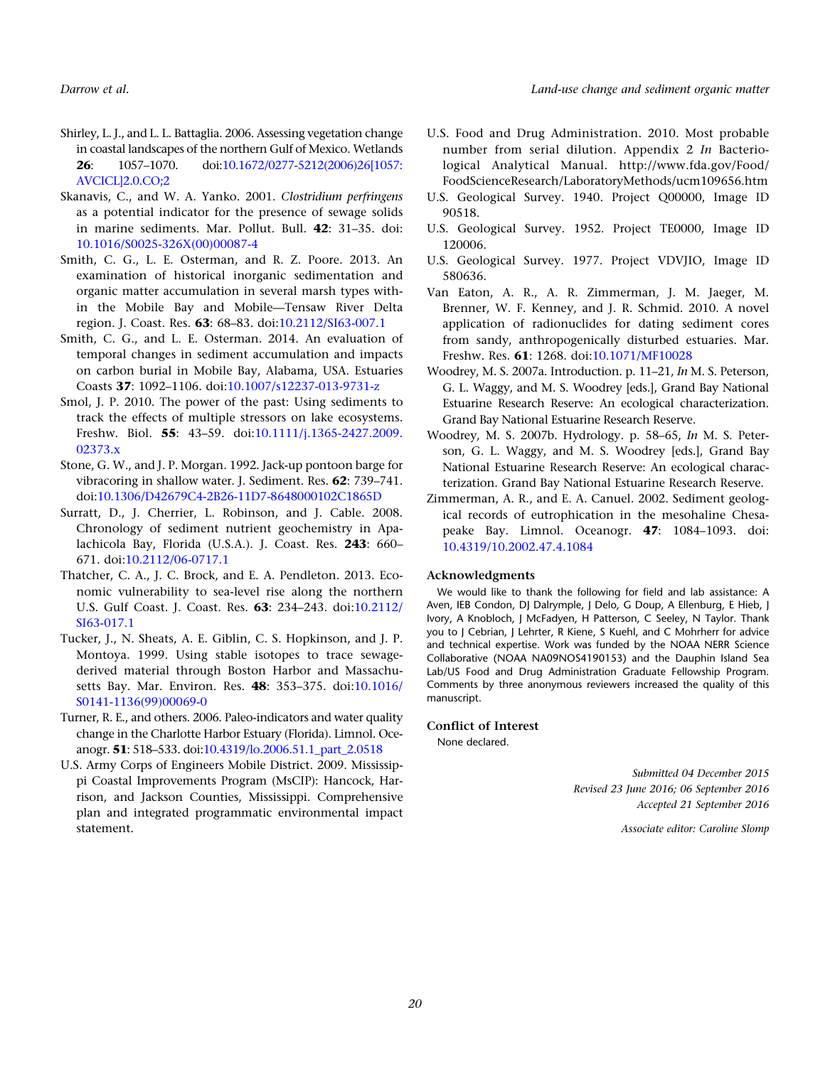Shirley, L. J., and L. L. Battaglia. 2006. Assessing vegetation change in coastal landscapes of the northern Gulf of Mexico. Wetlands **26**: 1057–1070. doi:10.1672/0277-5212(2006)26[1057:AVCICL]2.0.CO;2

Skanavis, C., and W. A. Yanko. 2001. *Clostridium perfringens* as a potential indicator for the presence of sewage solids in marine sediments. Mar. Pollut. Bull. **42**: 31–35. doi:10.1016/S0025-326X(00)00087-4

Smith, C. G., L. E. Osterman, and R. Z. Poore. 2013. An examination of historical inorganic sedimentation and organic matter accumulation in several marsh types within the Mobile Bay and Mobile—Tensaw River Delta region. J. Coast. Res. **63**: 68–83. doi:10.2112/SI63-007.1

Smith, C. G., and L. E. Osterman. 2014. An evaluation of temporal changes in sediment accumulation and impacts on carbon burial in Mobile Bay, Alabama, USA. Estuaries Coasts **37**: 1092–1106. doi:10.1007/s12237-013-9731-z

Smol, J. P. 2010. The power of the past: Using sediments to track the effects of multiple stressors on lake ecosystems. Freshw. Biol. **55**: 43–59. doi:10.1111/j.1365-2427.2009.02373.x

Stone, G. W., and J. P. Morgan. 1992. Jack-up pontoon barge for vibracoring in shallow water. J. Sediment. Res. **62**: 739–741. doi:10.1306/D42679C4-2B26-11D7-8648000102C1865D

Surratt, D., J. Cherrier, L. Robinson, and J. Cable. 2008. Chronology of sediment nutrient geochemistry in Apalachicola Bay, Florida (U.S.A.). J. Coast. Res. **243**: 660–671. doi:10.2112/06-0717.1

Thatcher, C. A., J. C. Brock, and E. A. Pendleton. 2013. Economic vulnerability to sea-level rise along the northern U.S. Gulf Coast. J. Coast. Res. **63**: 234–243. doi:10.2112/SI63-017.1

Tucker, J., N. Sheats, A. E. Giblin, C. S. Hopkinson, and J. P. Montoya. 1999. Using stable isotopes to trace sewage-derived material through Boston Harbor and Massachusetts Bay. Mar. Environ. Res. **48**: 353–375. doi:10.1016/S0141-1136(99)00069-0

Turner, R. E., and others. 2006. Paleo-indicators and water quality change in the Charlotte Harbor Estuary (Florida). Limnol. Oceanogr. **51**: 518–533. doi:10.4319/lo.2006.51.1_part_2.0518

U.S. Army Corps of Engineers Mobile District. 2009. Mississippi Coastal Improvements Program (MsCIP): Hancock, Harrison, and Jackson Counties, Mississippi. Comprehensive plan and integrated programmatic environmental impact statement.

U.S. Food and Drug Administration. 2010. Most probable number from serial dilution. Appendix 2 *In* Bacteriological Analytical Manual. http://www.fda.gov/Food/FoodScienceResearch/LaboratoryMethods/ucm109656.htm

U.S. Geological Survey. 1940. Project Q00000, Image ID 90518.

U.S. Geological Survey. 1952. Project TE0000, Image ID 120006.

U.S. Geological Survey. 1977. Project VDVJIO, Image ID 580636.

Van Eaton, A. R., A. R. Zimmerman, J. M. Jaeger, M. Brenner, W. F. Kenney, and J. R. Schmid. 2010. A novel application of radionuclides for dating sediment cores from sandy, anthropogenically disturbed estuaries. Mar. Freshw. Res. **61**: 1268. doi:10.1071/MF10028

Woodrey, M. S. 2007a. Introduction. p. 11–21, *In* M. S. Peterson, G. L. Waggy, and M. S. Woodrey [eds.], Grand Bay National Estuarine Research Reserve: An ecological characterization. Grand Bay National Estuarine Research Reserve.

Woodrey, M. S. 2007b. Hydrology. p. 58–65, *In* M. S. Peterson, G. L. Waggy, and M. S. Woodrey [eds.], Grand Bay National Estuarine Research Reserve: An ecological characterization. Grand Bay National Estuarine Research Reserve.

Zimmerman, A. R., and E. A. Canuel. 2002. Sediment geological records of eutrophication in the mesohaline Chesapeake Bay. Limnol. Oceanogr. **47**: 1084–1093. doi:10.4319/10.2002.47.4.1084

## Acknowledgments

We would like to thank the following for field and lab assistance: A Aven, IEB Condon, DJ Dalrymple, J Delo, G Doup, A Ellenburg, E Hieb, J Ivory, A Knobloch, J McFadyen, H Patterson, C Seeley, N Taylor. Thank you to J Cebrian, J Lehrter, R Kiene, S Kuehl, and C Mohrherr for advice and technical expertise. Work was funded by the NOAA NERR Science Collaborative (NOAA NA09NOS4190153) and the Dauphin Island Sea Lab/US Food and Drug Administration Graduate Fellowship Program. Comments by three anonymous reviewers increased the quality of this manuscript.

## Conflict of Interest

None declared.

*Submitted 04 December 2015*
*Revised 23 June 2016; 06 September 2016*
*Accepted 21 September 2016*

*Associate editor: Caroline Slomp*